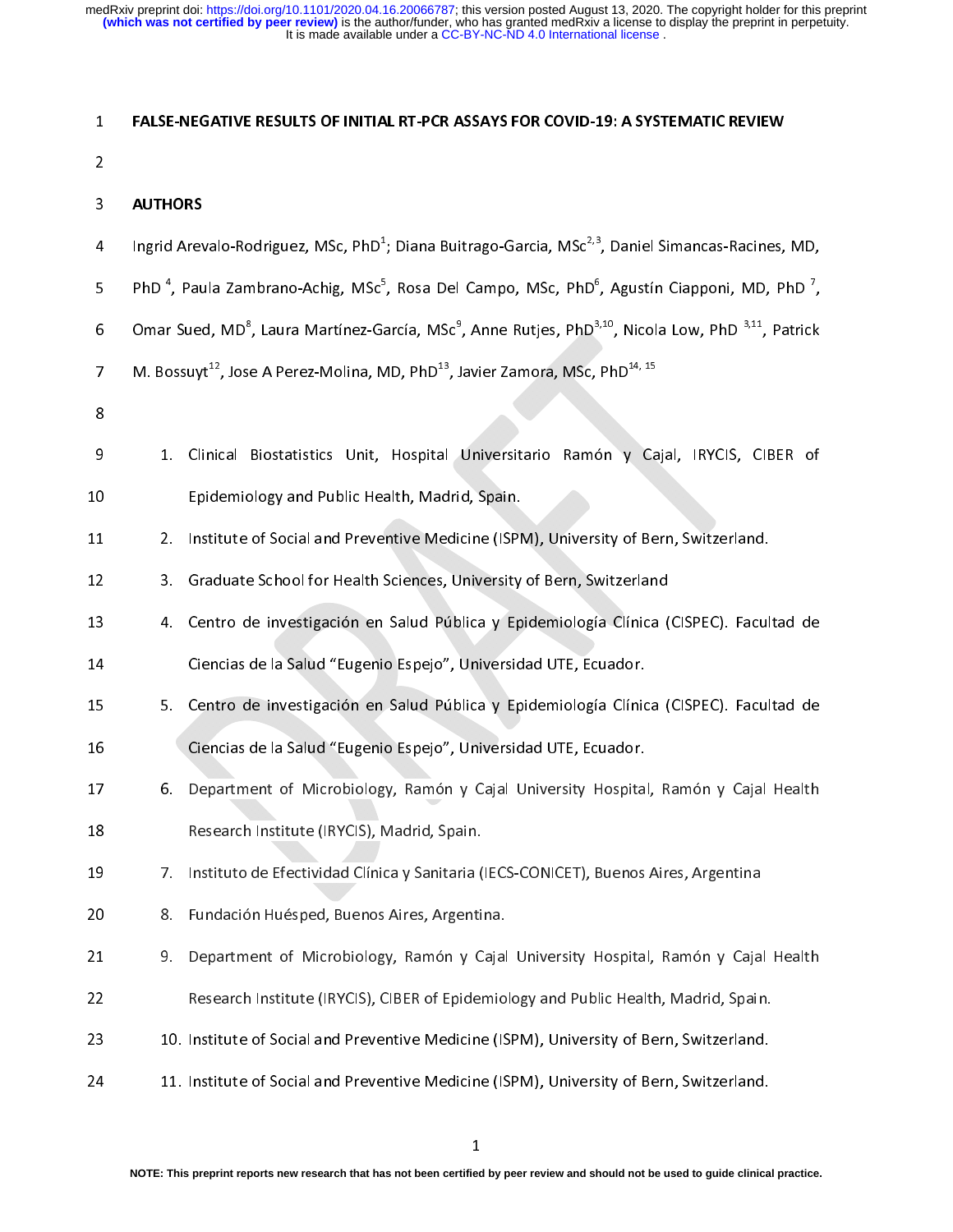# FALSE-NEGATIVE RESULTS OF INITIAL RT-PCR ASSAYS FOR COVID-19: A SYSTEMATIC REVIEW

## AUTHORS

Ingrid Arevalo-Rodriguez, MSc, PhD[1]; Diana Buitrago-Garcia, MSc[2,3], Daniel Simancas-Racines, MD, PhD [4], Paula Zambrano-Achig, MSc[5], Rosa Del Campo, MSc, PhD[6], Agustín Ciapponi, MD, PhD [7], Omar Sued, MD[8], Laura Martínez-García, MSc[9], Anne Rutjes, PhD[3,10], Nicola Low, PhD [3,11], Patrick M. Bossuyt[12], Jose A Perez-Molina, MD, PhD[13], Javier Zamora, MSc, PhD[14, 15]

1. Clinical Biostatistics Unit, Hospital Universitario Ramón y Cajal, IRYCIS, CIBER of Epidemiology and Public Health, Madrid, Spain.
2. Institute of Social and Preventive Medicine (ISPM), University of Bern, Switzerland.
3. Graduate School for Health Sciences, University of Bern, Switzerland
4. Centro de investigación en Salud Pública y Epidemiología Clínica (CISPEC). Facultad de Ciencias de la Salud "Eugenio Espejo", Universidad UTE, Ecuador.
5. Centro de investigación en Salud Pública y Epidemiología Clínica (CISPEC). Facultad de Ciencias de la Salud "Eugenio Espejo", Universidad UTE, Ecuador.
6. Department of Microbiology, Ramón y Cajal University Hospital, Ramón y Cajal Health Research Institute (IRYCIS), Madrid, Spain.
7. Instituto de Efectividad Clínica y Sanitaria (IECS-CONICET), Buenos Aires, Argentina
8. Fundación Huésped, Buenos Aires, Argentina.
9. Department of Microbiology, Ramón y Cajal University Hospital, Ramón y Cajal Health Research Institute (IRYCIS), CIBER of Epidemiology and Public Health, Madrid, Spain.
10. Institute of Social and Preventive Medicine (ISPM), University of Bern, Switzerland.
11. Institute of Social and Preventive Medicine (ISPM), University of Bern, Switzerland.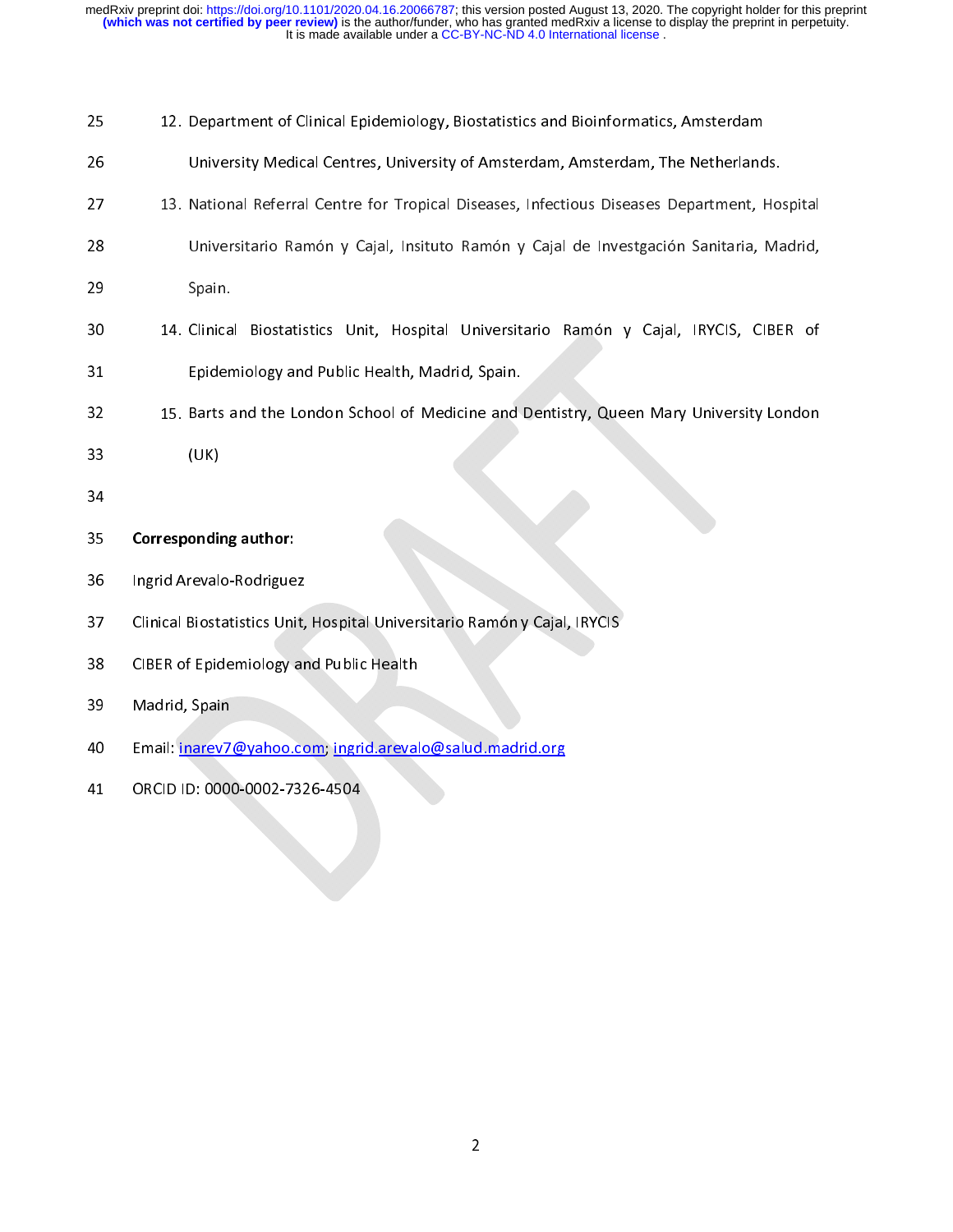12. Department of Clinical Epidemiology, Biostatistics and Bioinformatics, Amsterdam University Medical Centres, University of Amsterdam, Amsterdam, The Netherlands.
13. National Referral Centre for Tropical Diseases, Infectious Diseases Department, Hospital Universitario Ramón y Cajal, Insituto Ramón y Cajal de Investgación Sanitaria, Madrid, Spain.
14. Clinical Biostatistics Unit, Hospital Universitario Ramón y Cajal, IRYCIS, CIBER of Epidemiology and Public Health, Madrid, Spain.
15. Barts and the London School of Medicine and Dentistry, Queen Mary University London (UK)

**Corresponding author:**

Ingrid Arevalo-Rodriguez

Clinical Biostatistics Unit, Hospital Universitario Ramón y Cajal, IRYCIS

CIBER of Epidemiology and Public Health

Madrid, Spain

Email: inarev7@yahoo.com; ingrid.arevalo@salud.madrid.org

ORCID ID: 0000-0002-7326-4504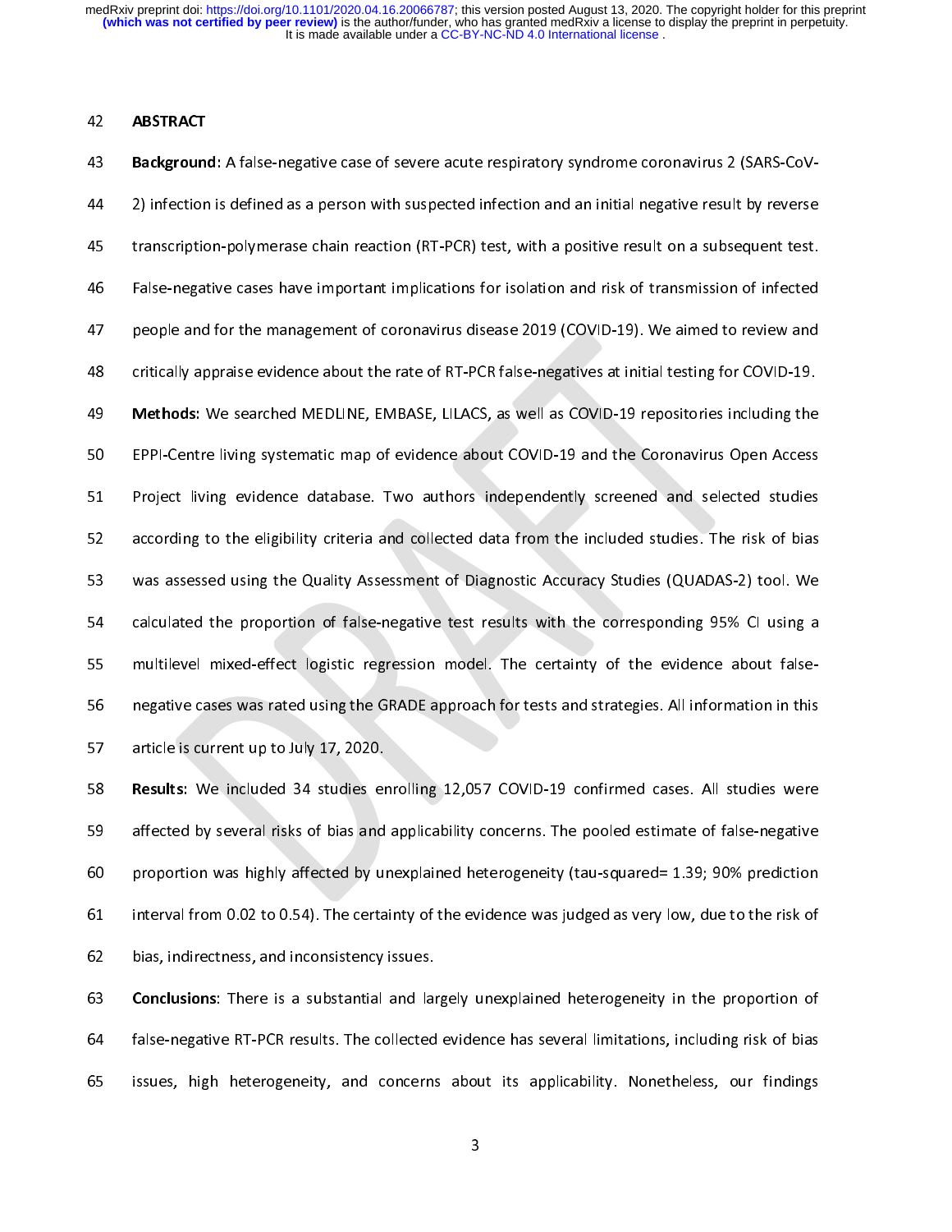## ABSTRACT

**Background**: A false-negative case of severe acute respiratory syndrome coronavirus 2 (SARS-CoV-2) infection is defined as a person with suspected infection and an initial negative result by reverse transcription-polymerase chain reaction (RT-PCR) test, with a positive result on a subsequent test. False-negative cases have important implications for isolation and risk of transmission of infected people and for the management of coronavirus disease 2019 (COVID-19). We aimed to review and critically appraise evidence about the rate of RT-PCR false-negatives at initial testing for COVID-19.

**Methods:** We searched MEDLINE, EMBASE, LILACS, as well as COVID-19 repositories including the EPPI-Centre living systematic map of evidence about COVID-19 and the Coronavirus Open Access Project living evidence database. Two authors independently screened and selected studies according to the eligibility criteria and collected data from the included studies. The risk of bias was assessed using the Quality Assessment of Diagnostic Accuracy Studies (QUADAS-2) tool. We calculated the proportion of false-negative test results with the corresponding 95% CI using a multilevel mixed-effect logistic regression model. The certainty of the evidence about false-negative cases was rated using the GRADE approach for tests and strategies. All information in this article is current up to July 17, 2020.

**Results:** We included 34 studies enrolling 12,057 COVID-19 confirmed cases. All studies were affected by several risks of bias and applicability concerns. The pooled estimate of false-negative proportion was highly affected by unexplained heterogeneity (tau-squared= 1.39; 90% prediction interval from 0.02 to 0.54). The certainty of the evidence was judged as very low, due to the risk of bias, indirectness, and inconsistency issues.

**Conclusions**: There is a substantial and largely unexplained heterogeneity in the proportion of false-negative RT-PCR results. The collected evidence has several limitations, including risk of bias issues, high heterogeneity, and concerns about its applicability. Nonetheless, our findings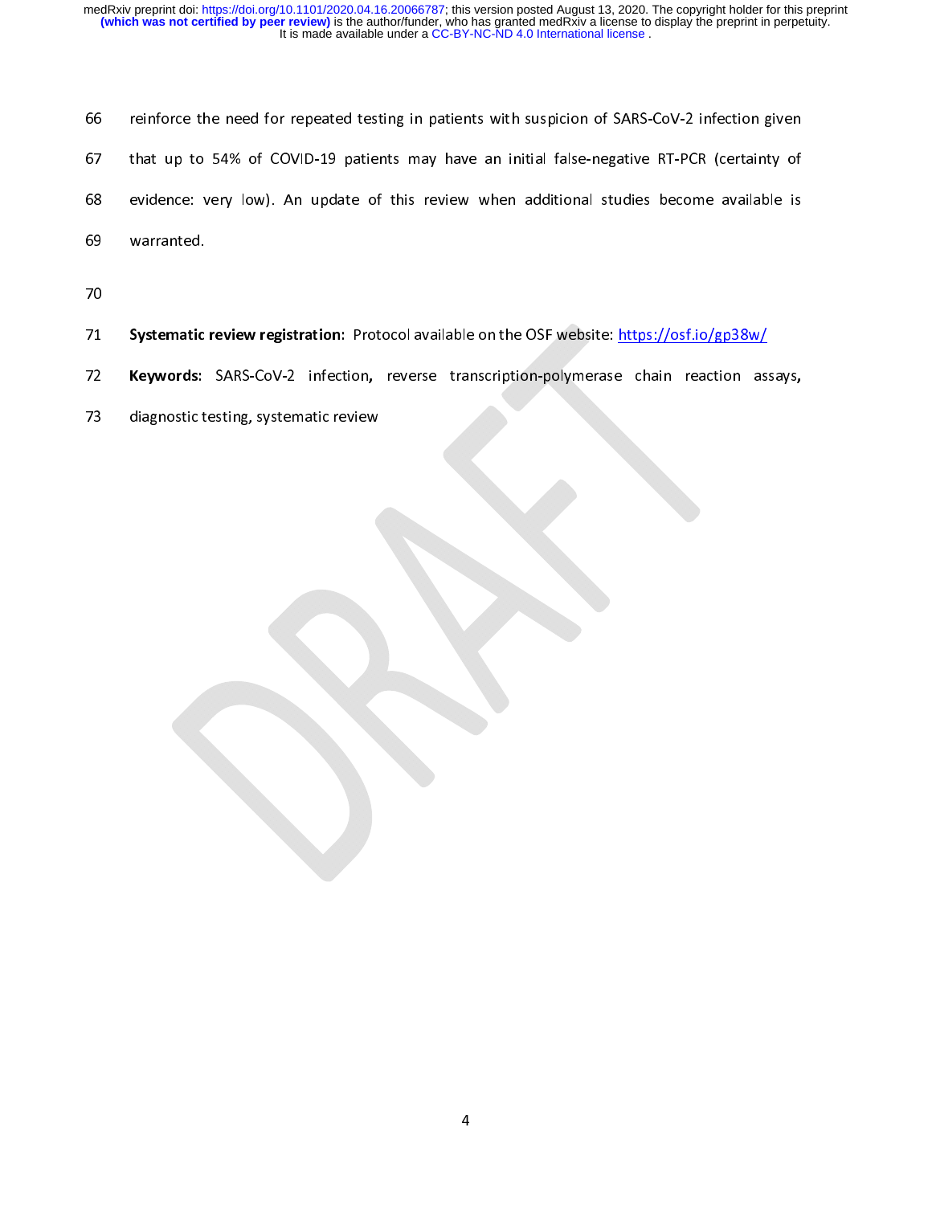reinforce the need for repeated testing in patients with suspicion of SARS-CoV-2 infection given that up to 54% of COVID-19 patients may have an initial false-negative RT-PCR (certainty of evidence: very low). An update of this review when additional studies become available is warranted.

**Systematic review registration**: Protocol available on the OSF website: https://osf.io/gp38w/

**Keywords**: SARS-CoV-2 infection**,** reverse transcription-polymerase chain reaction assays**,** diagnostic testing, systematic review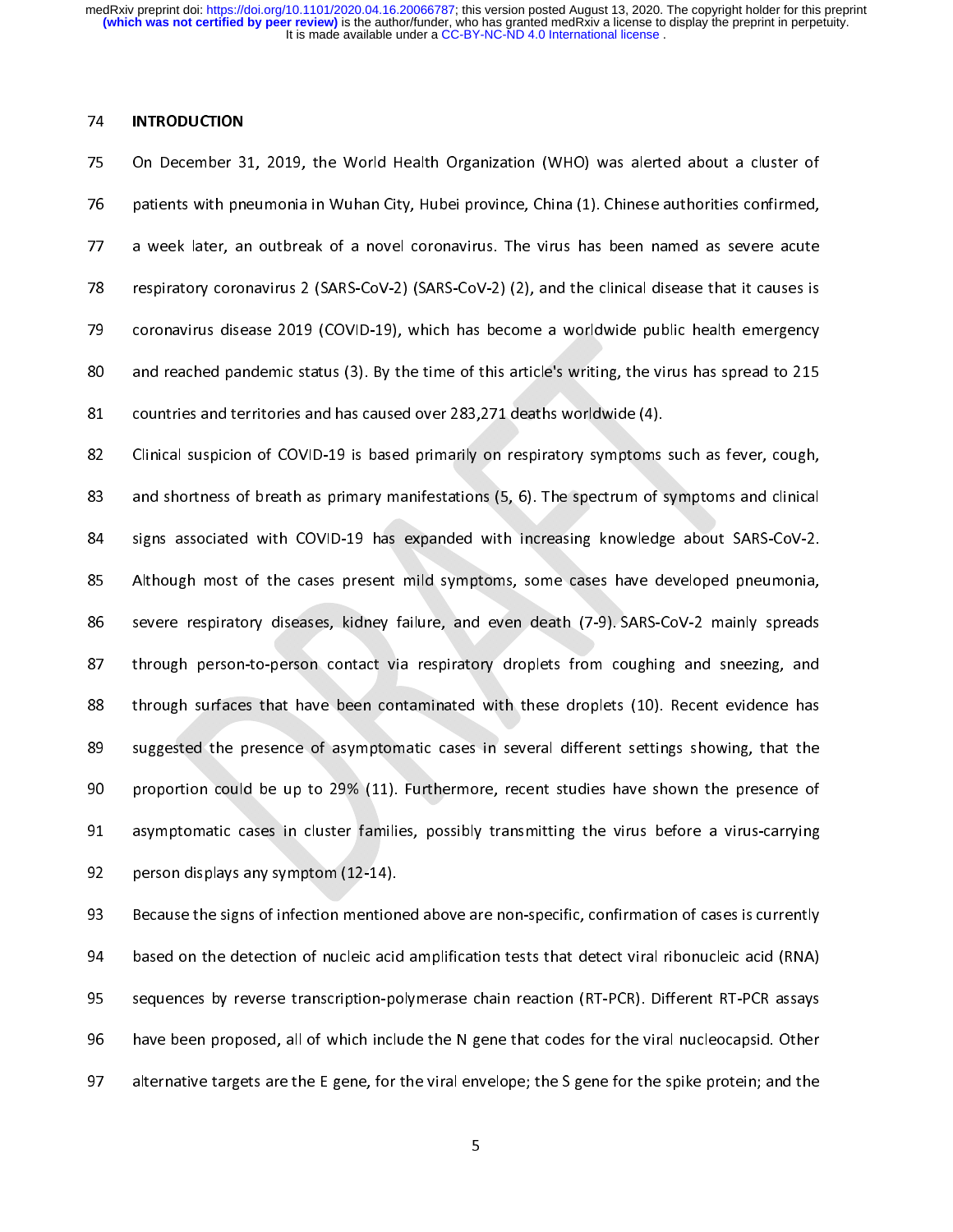## INTRODUCTION

On December 31, 2019, the World Health Organization (WHO) was alerted about a cluster of patients with pneumonia in Wuhan City, Hubei province, China (1). Chinese authorities confirmed, a week later, an outbreak of a novel coronavirus. The virus has been named as severe acute respiratory coronavirus 2 (SARS-CoV-2) (SARS-CoV-2) (2), and the clinical disease that it causes is coronavirus disease 2019 (COVID-19), which has become a worldwide public health emergency and reached pandemic status (3). By the time of this article's writing, the virus has spread to 215 countries and territories and has caused over 283,271 deaths worldwide (4).

Clinical suspicion of COVID-19 is based primarily on respiratory symptoms such as fever, cough, and shortness of breath as primary manifestations (5, 6). The spectrum of symptoms and clinical signs associated with COVID-19 has expanded with increasing knowledge about SARS-CoV-2. Although most of the cases present mild symptoms, some cases have developed pneumonia, severe respiratory diseases, kidney failure, and even death (7-9). SARS-CoV-2 mainly spreads through person-to-person contact via respiratory droplets from coughing and sneezing, and through surfaces that have been contaminated with these droplets (10). Recent evidence has suggested the presence of asymptomatic cases in several different settings showing, that the proportion could be up to 29% (11). Furthermore, recent studies have shown the presence of asymptomatic cases in cluster families, possibly transmitting the virus before a virus-carrying person displays any symptom (12-14).

Because the signs of infection mentioned above are non-specific, confirmation of cases is currently based on the detection of nucleic acid amplification tests that detect viral ribonucleic acid (RNA) sequences by reverse transcription-polymerase chain reaction (RT-PCR). Different RT-PCR assays have been proposed, all of which include the N gene that codes for the viral nucleocapsid. Other alternative targets are the E gene, for the viral envelope; the S gene for the spike protein; and the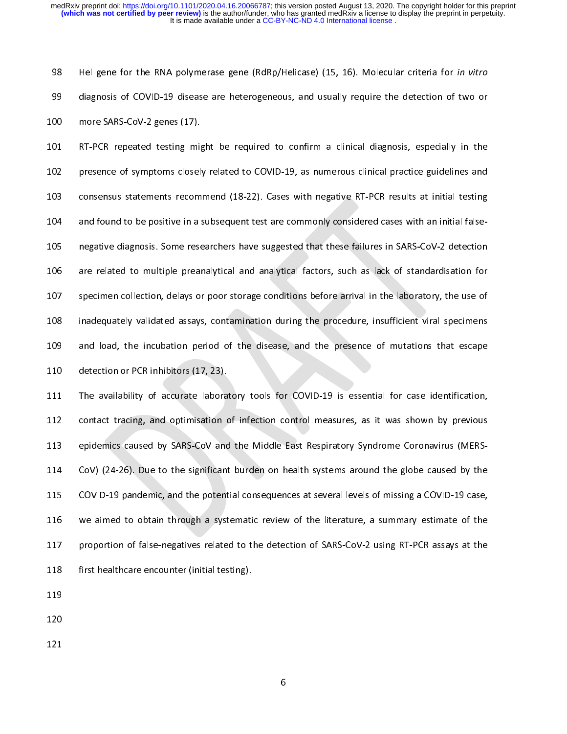Hel gene for the RNA polymerase gene (RdRp/Helicase) (15, 16). Molecular criteria for *in vitro* diagnosis of COVID-19 disease are heterogeneous, and usually require the detection of two or more SARS-CoV-2 genes (17).

RT-PCR repeated testing might be required to confirm a clinical diagnosis, especially in the presence of symptoms closely related to COVID-19, as numerous clinical practice guidelines and consensus statements recommend (18-22). Cases with negative RT-PCR results at initial testing and found to be positive in a subsequent test are commonly considered cases with an initial false-negative diagnosis. Some researchers have suggested that these failures in SARS-CoV-2 detection are related to multiple preanalytical and analytical factors, such as lack of standardisation for specimen collection, delays or poor storage conditions before arrival in the laboratory, the use of inadequately validated assays, contamination during the procedure, insufficient viral specimens and load, the incubation period of the disease, and the presence of mutations that escape detection or PCR inhibitors (17, 23).

The availability of accurate laboratory tools for COVID-19 is essential for case identification, contact tracing, and optimisation of infection control measures, as it was shown by previous epidemics caused by SARS-CoV and the Middle East Respiratory Syndrome Coronavirus (MERS-CoV) (24-26). Due to the significant burden on health systems around the globe caused by the COVID-19 pandemic, and the potential consequences at several levels of missing a COVID-19 case, we aimed to obtain through a systematic review of the literature, a summary estimate of the proportion of false-negatives related to the detection of SARS-CoV-2 using RT-PCR assays at the first healthcare encounter (initial testing).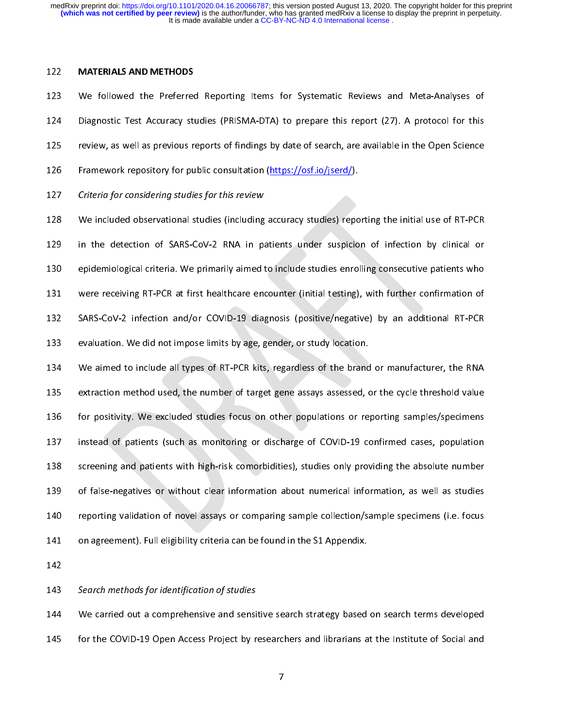## MATERIALS AND METHODS

We followed the Preferred Reporting Items for Systematic Reviews and Meta-Analyses of Diagnostic Test Accuracy studies (PRISMA-DTA) to prepare this report (27). A protocol for this review, as well as previous reports of findings by date of search, are available in the Open Science Framework repository for public consultation (https://osf.io/jserd/).

*Criteria for considering studies for this review*

We included observational studies (including accuracy studies) reporting the initial use of RT-PCR in the detection of SARS-CoV-2 RNA in patients under suspicion of infection by clinical or epidemiological criteria. We primarily aimed to include studies enrolling consecutive patients who were receiving RT-PCR at first healthcare encounter (initial testing), with further confirmation of SARS-CoV-2 infection and/or COVID-19 diagnosis (positive/negative) by an additional RT-PCR evaluation. We did not impose limits by age, gender, or study location.

We aimed to include all types of RT-PCR kits, regardless of the brand or manufacturer, the RNA extraction method used, the number of target gene assays assessed, or the cycle threshold value for positivity. We excluded studies focus on other populations or reporting samples/specimens instead of patients (such as monitoring or discharge of COVID-19 confirmed cases, population screening and patients with high-risk comorbidities), studies only providing the absolute number of false-negatives or without clear information about numerical information, as well as studies reporting validation of novel assays or comparing sample collection/sample specimens (i.e. focus on agreement). Full eligibility criteria can be found in the S1 Appendix.

*Search methods for identification of studies*

We carried out a comprehensive and sensitive search strategy based on search terms developed for the COVID-19 Open Access Project by researchers and librarians at the Institute of Social and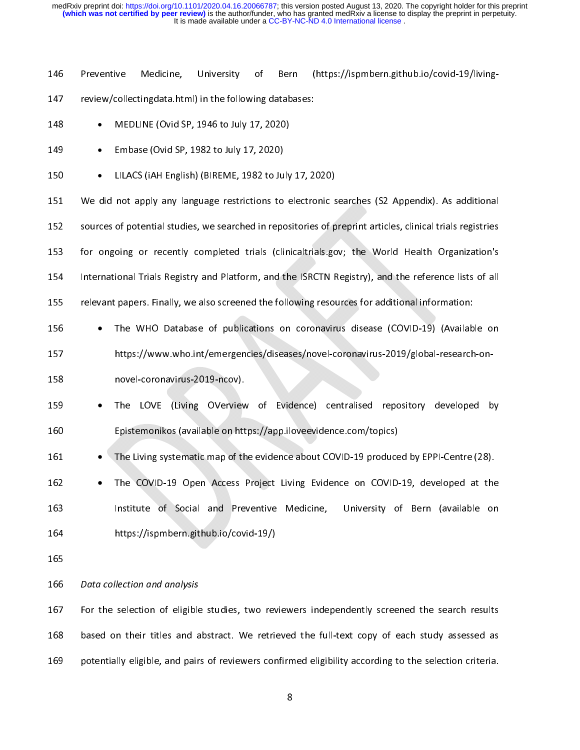Preventive Medicine, University of Bern (https://ispmbern.github.io/covid-19/living-review/collectingdata.html) in the following databases:

- MEDLINE (Ovid SP, 1946 to July 17, 2020)
- Embase (Ovid SP, 1982 to July 17, 2020)
- LILACS (iAH English) (BIREME, 1982 to July 17, 2020)

We did not apply any language restrictions to electronic searches (S2 Appendix). As additional sources of potential studies, we searched in repositories of preprint articles, clinical trials registries for ongoing or recently completed trials (clinicaltrials.gov; the World Health Organization's International Trials Registry and Platform, and the ISRCTN Registry), and the reference lists of all relevant papers. Finally, we also screened the following resources for additional information:

- The WHO Database of publications on coronavirus disease (COVID-19) (Available on https://www.who.int/emergencies/diseases/novel-coronavirus-2019/global-research-on-novel-coronavirus-2019-ncov).
- The LOVE (Living OVerview of Evidence) centralised repository developed by Epistemonikos (available on https://app.iloveevidence.com/topics)
- The Living systematic map of the evidence about COVID-19 produced by EPPI-Centre (28).
- The COVID-19 Open Access Project Living Evidence on COVID-19, developed at the Institute of Social and Preventive Medicine, University of Bern (available on https://ispmbern.github.io/covid-19/)

*Data collection and analysis*

For the selection of eligible studies, two reviewers independently screened the search results based on their titles and abstract. We retrieved the full-text copy of each study assessed as potentially eligible, and pairs of reviewers confirmed eligibility according to the selection criteria.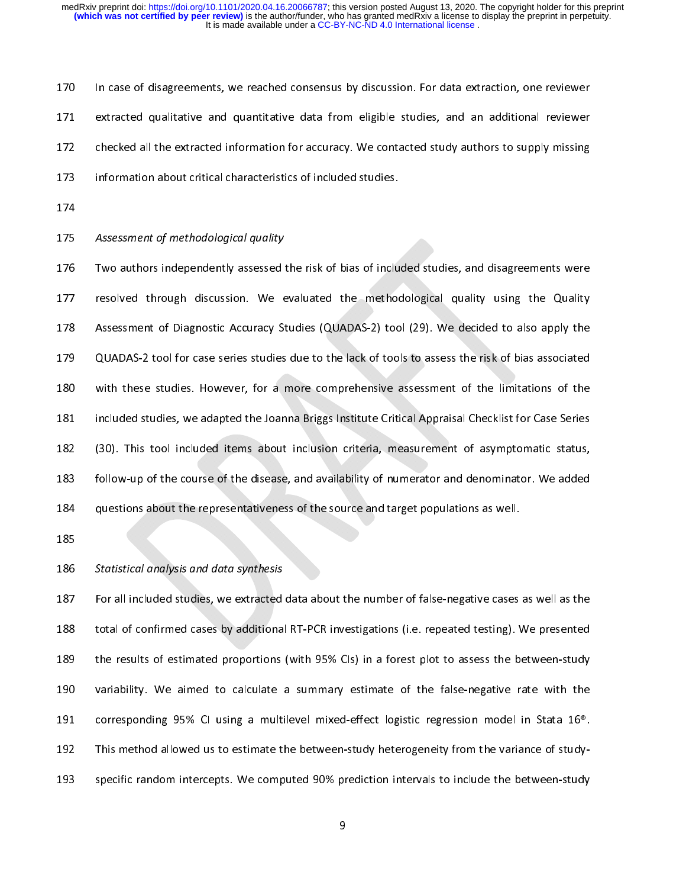In case of disagreements, we reached consensus by discussion. For data extraction, one reviewer extracted qualitative and quantitative data from eligible studies, and an additional reviewer checked all the extracted information for accuracy. We contacted study authors to supply missing information about critical characteristics of included studies.

*Assessment of methodological quality*

Two authors independently assessed the risk of bias of included studies, and disagreements were resolved through discussion. We evaluated the methodological quality using the Quality Assessment of Diagnostic Accuracy Studies (QUADAS-2) tool (29). We decided to also apply the QUADAS-2 tool for case series studies due to the lack of tools to assess the risk of bias associated with these studies. However, for a more comprehensive assessment of the limitations of the included studies, we adapted the Joanna Briggs Institute Critical Appraisal Checklist for Case Series (30). This tool included items about inclusion criteria, measurement of asymptomatic status, follow-up of the course of the disease, and availability of numerator and denominator. We added questions about the representativeness of the source and target populations as well.

*Statistical analysis and data synthesis*

For all included studies, we extracted data about the number of false-negative cases as well as the total of confirmed cases by additional RT-PCR investigations (i.e. repeated testing). We presented the results of estimated proportions (with 95% CIs) in a forest plot to assess the between-study variability. We aimed to calculate a summary estimate of the false-negative rate with the corresponding 95% CI using a multilevel mixed-effect logistic regression model in Stata 16®. This method allowed us to estimate the between-study heterogeneity from the variance of study-specific random intercepts. We computed 90% prediction intervals to include the between-study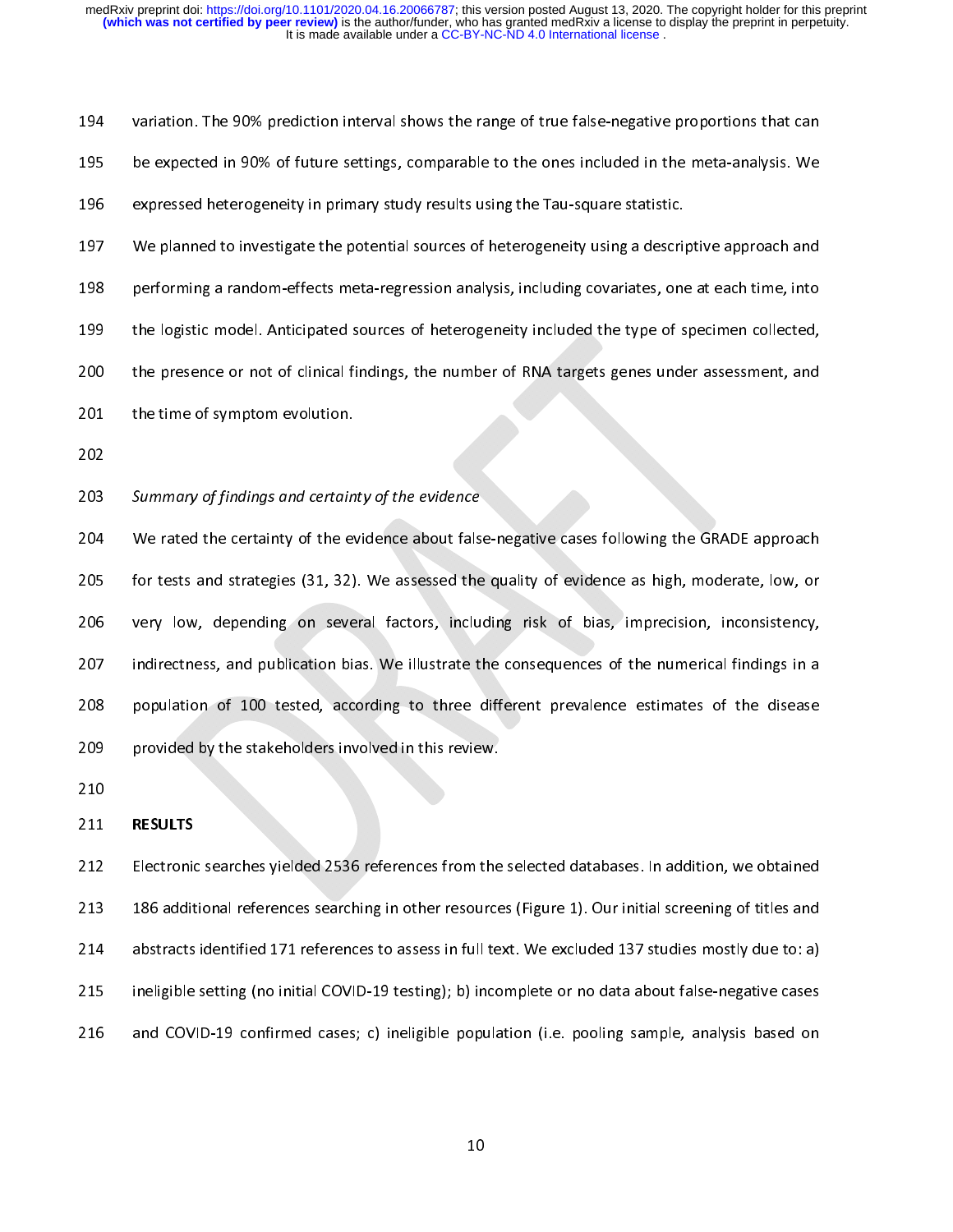variation. The 90% prediction interval shows the range of true false-negative proportions that can be expected in 90% of future settings, comparable to the ones included in the meta-analysis. We expressed heterogeneity in primary study results using the Tau-square statistic.

We planned to investigate the potential sources of heterogeneity using a descriptive approach and performing a random-effects meta-regression analysis, including covariates, one at each time, into the logistic model. Anticipated sources of heterogeneity included the type of specimen collected, the presence or not of clinical findings, the number of RNA targets genes under assessment, and the time of symptom evolution.

*Summary of findings and certainty of the evidence*

We rated the certainty of the evidence about false-negative cases following the GRADE approach for tests and strategies (31, 32). We assessed the quality of evidence as high, moderate, low, or very low, depending on several factors, including risk of bias, imprecision, inconsistency, indirectness, and publication bias. We illustrate the consequences of the numerical findings in a population of 100 tested, according to three different prevalence estimates of the disease provided by the stakeholders involved in this review.

## RESULTS

Electronic searches yielded 2536 references from the selected databases. In addition, we obtained 186 additional references searching in other resources (Figure 1). Our initial screening of titles and abstracts identified 171 references to assess in full text. We excluded 137 studies mostly due to: a) ineligible setting (no initial COVID-19 testing); b) incomplete or no data about false-negative cases and COVID-19 confirmed cases; c) ineligible population (i.e. pooling sample, analysis based on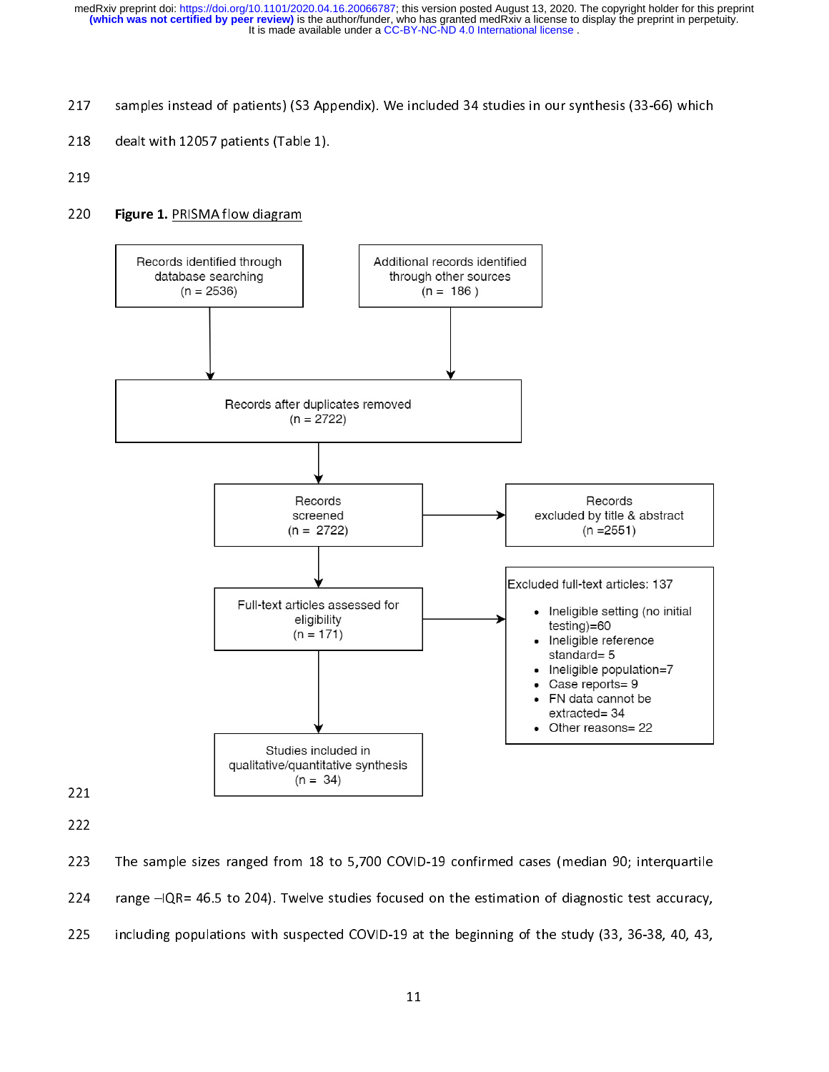samples instead of patients) (S3 Appendix). We included 34 studies in our synthesis (33-66) which dealt with 12057 patients (Table 1).

**Figure 1.** PRISMA flow diagram

Records identified through database searching (n = 2536)

Additional records identified through other sources (n = 186 )

Records after duplicates removed (n = 2722)

Records screened (n = 2722)

Records excluded by title & abstract (n =2551)

Full-text articles assessed for eligibility (n = 171)

Excluded full-text articles: 137

- Ineligible setting (no initial testing)=60
- Ineligible reference standard= 5
- Ineligible population=7
- Case reports= 9
- FN data cannot be extracted= 34
- Other reasons= 22

Studies included in qualitative/quantitative synthesis (n = 34)

The sample sizes ranged from 18 to 5,700 COVID-19 confirmed cases (median 90; interquartile range –IQR= 46.5 to 204). Twelve studies focused on the estimation of diagnostic test accuracy, including populations with suspected COVID-19 at the beginning of the study (33, 36-38, 40, 43,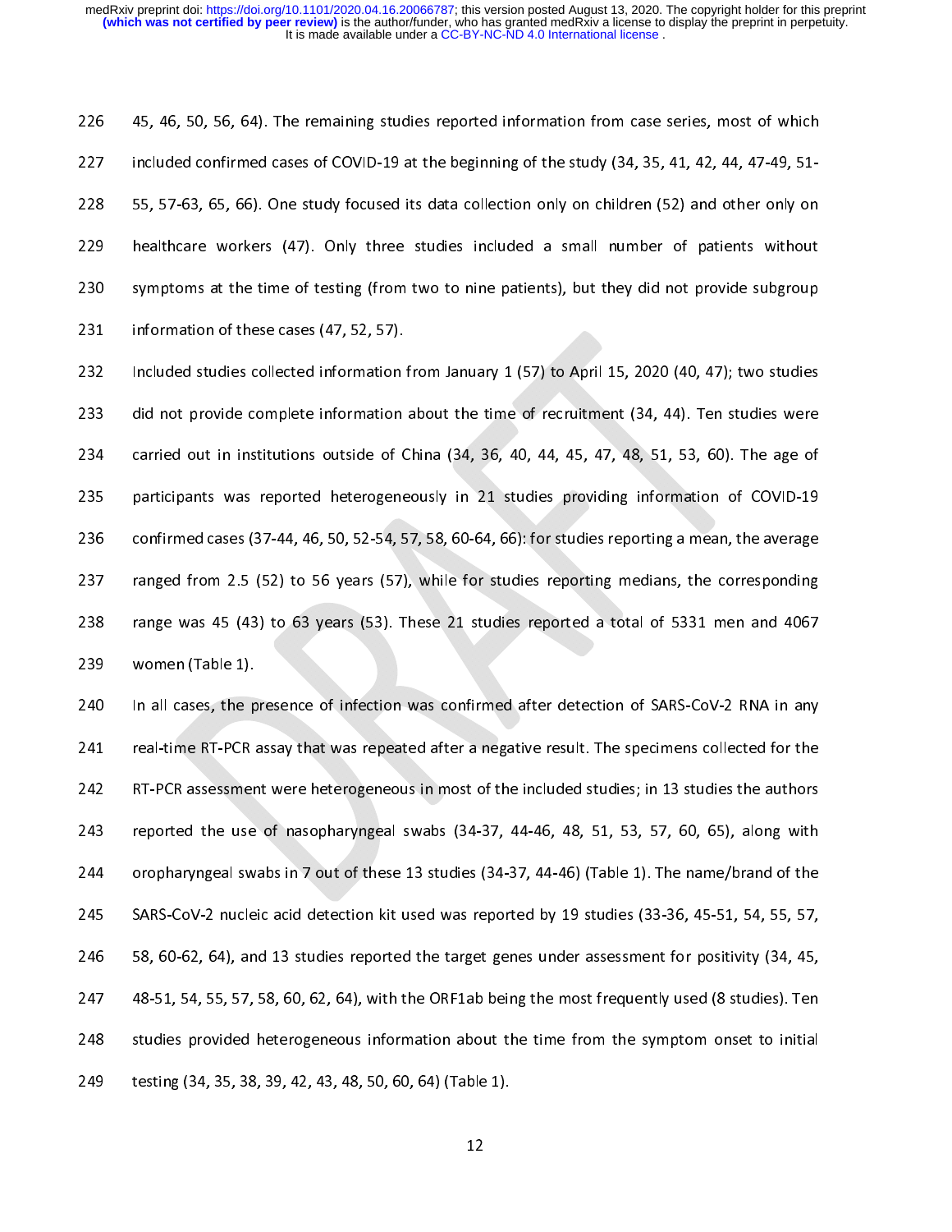45, 46, 50, 56, 64). The remaining studies reported information from case series, most of which included confirmed cases of COVID-19 at the beginning of the study (34, 35, 41, 42, 44, 47-49, 51-55, 57-63, 65, 66). One study focused its data collection only on children (52) and other only on healthcare workers (47). Only three studies included a small number of patients without symptoms at the time of testing (from two to nine patients), but they did not provide subgroup information of these cases (47, 52, 57).

Included studies collected information from January 1 (57) to April 15, 2020 (40, 47); two studies did not provide complete information about the time of recruitment (34, 44). Ten studies were carried out in institutions outside of China (34, 36, 40, 44, 45, 47, 48, 51, 53, 60). The age of participants was reported heterogeneously in 21 studies providing information of COVID-19 confirmed cases (37-44, 46, 50, 52-54, 57, 58, 60-64, 66): for studies reporting a mean, the average ranged from 2.5 (52) to 56 years (57), while for studies reporting medians, the corresponding range was 45 (43) to 63 years (53). These 21 studies reported a total of 5331 men and 4067 women (Table 1).

In all cases, the presence of infection was confirmed after detection of SARS-CoV-2 RNA in any real-time RT-PCR assay that was repeated after a negative result. The specimens collected for the RT-PCR assessment were heterogeneous in most of the included studies; in 13 studies the authors reported the use of nasopharyngeal swabs (34-37, 44-46, 48, 51, 53, 57, 60, 65), along with oropharyngeal swabs in 7 out of these 13 studies (34-37, 44-46) (Table 1). The name/brand of the SARS-CoV-2 nucleic acid detection kit used was reported by 19 studies (33-36, 45-51, 54, 55, 57, 58, 60-62, 64), and 13 studies reported the target genes under assessment for positivity (34, 45, 48-51, 54, 55, 57, 58, 60, 62, 64), with the ORF1ab being the most frequently used (8 studies). Ten studies provided heterogeneous information about the time from the symptom onset to initial testing (34, 35, 38, 39, 42, 43, 48, 50, 60, 64) (Table 1).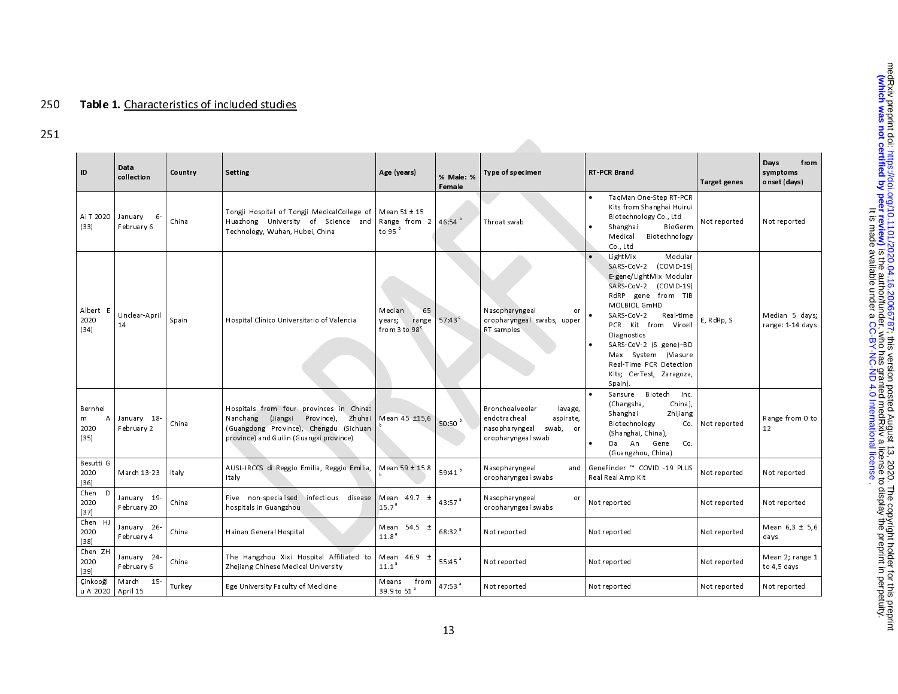**Table 1.** Characteristics of included studies

| ID | Data collection | Country | Setting | Age (years) | % Male: % Female | Type of specimen | RT-PCR Brand | Target genes | Days from symptoms onset (days) |
|---|---|---|---|---|---|---|---|---|---|
| Ai T 2020 (33) | January 6-February 6 | China | Tongji Hospital of Tongji MedicalCollege of Huazhong University of Science and Technology, Wuhan, Hubei, China | Mean 51 ± 15 Range from 2 to 95 [b] | 46:54 [b] | Throat swab | • TaqMan One-Step RT-PCR Kits from Shanghai Huirui Biotechnology Co., Ltd<br>• Shanghai BioGerm Medical Biotechnology Co., Ltd | Not reported | Not reported |
| Albert E 2020 (34) | Unclear-April 14 | Spain | Hospital Clínico Universitario of Valencia | Median 65 years; range from 3 to 98 [c] | 57:43 [c] | Nasopharyngeal or oropharyngeal swabs, upper RT samples | • LightMix Modular SARS-CoV-2 (COVID-19) E-gene/LightMix Modular SARS-CoV-2 (COVID-19) RdRP gene from TIB MOLBIOL GmHD<br>• SARS-CoV-2 Real-time PCR Kit from Vircell Diagnostics<br>• SARS-CoV-2 (S gene)–BD Max System (Viasure Real-Time PCR Detection Kits; CerTest, Zaragoza, Spain). | E, RdRp, S | Median 5 days; range: 1-14 days |
| Bernheim A 2020 (35) | January 18-February 2 | China | Hospitals from four provinces in China: Nanchang (Jiangxi Province), Zhuhai (Guangdong Province), Chengdu (Sichuan province) and Guilin (Guangxi province) | Mean 45 ±15,6 [b] | 50:50 [b] | Bronchoalveolar lavage, endotracheal aspirate, nasopharyngeal swab, or oropharyngeal swab | • Sansure Biotech Inc. (Changsha, China), Shanghai Zhijiang Biotechnology Co. (Shanghai, China),<br>• Da An Gene Co. (Guangzhou, China). | Not reported | Range from 0 to 12 |
| Besutti G 2020 (36) | March 13-23 | Italy | AUSL-IRCCS di Reggio Emilia, Reggio Emilia, Italy | Mean 59 ± 15.8 [b] | 59:41 [b] | Nasopharyngeal and oropharyngeal swabs | GeneFinder ™ COVID -19 PLUS Real Real Amp Kit | Not reported | Not reported |
| Chen D 2020 (37) | January 19-February 20 | China | Five non-specialised infectious disease hospitals in Guangzhou | Mean 49.7 ± 15.7 [a] | 43:57 [a] | Nasopharyngeal or oropharyngeal swabs | Not reported | Not reported | Not reported |
| Chen HJ 2020 (38) | January 26-February 4 | China | Hainan General Hospital | Mean 54.5 ± 11.8 [a] | 68:32 [a] | Not reported | Not reported | Not reported | Mean 6,3 ± 5,6 days |
| Chen ZH 2020 (39) | January 24-February 6 | China | The Hangzhou Xixi Hospital Affiliated to Zhejiang Chinese Medical University | Mean 46.9 ± 11.1 [a] | 55:45 [a] | Not reported | Not reported | Not reported | Mean 2; range 1 to 4,5 days |
| Çinkooğlu A 2020 | March 15-April 15 | Turkey | Ege University Faculty of Medicine | Means from 39.9 to 51 [a] | 47:53 [a] | Not reported | Not reported | Not reported | Not reported |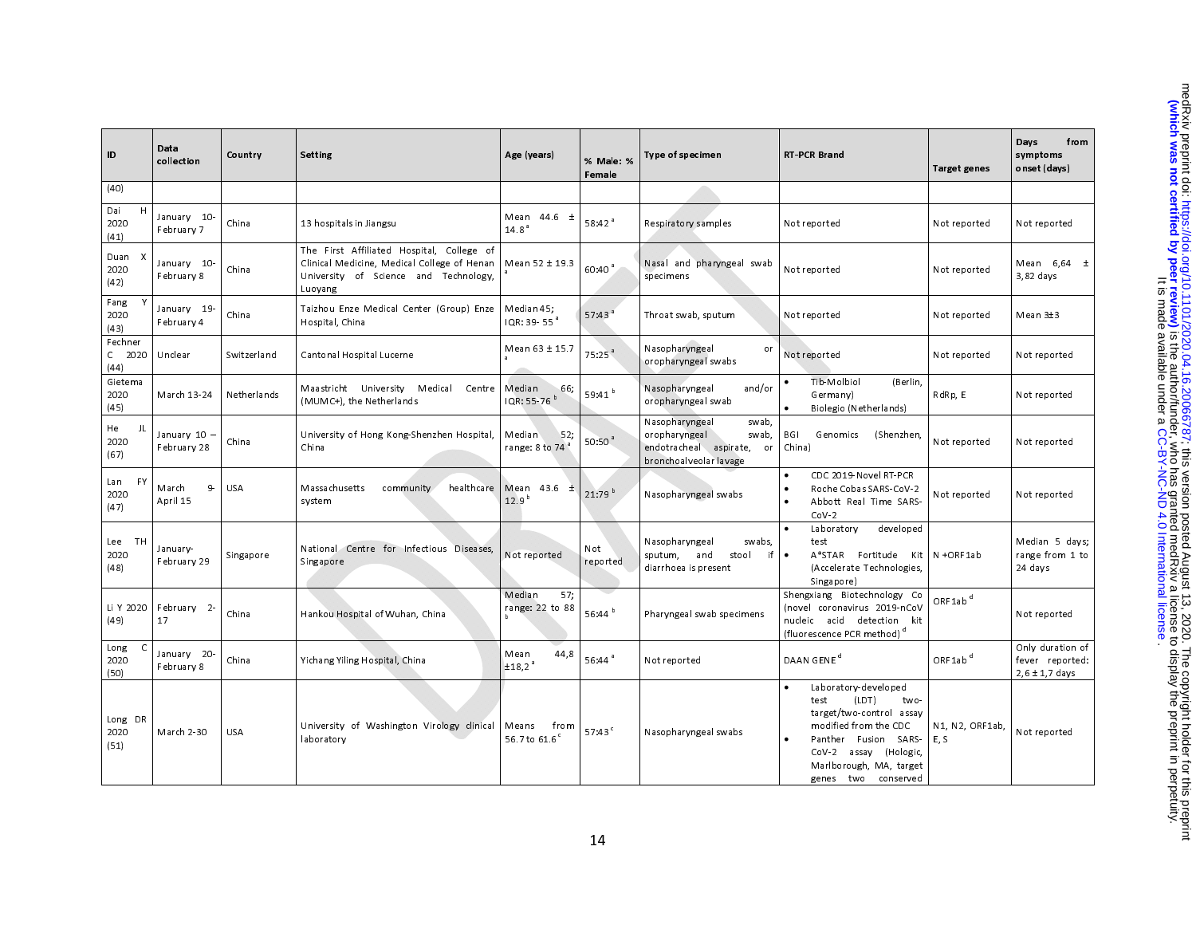| ID | Data collection | Country | Setting | Age (years) | % Male: % Female | Type of specimen | RT-PCR Brand | Target genes | Days from symptoms onset (days) |
|---|---|---|---|---|---|---|---|---|---|
| (40) | | | | | | | | | |
| Dai H 2020 (41) | January 10-February 7 | China | 13 hospitals in Jiangsu | Mean 44.6 ± 14.8 [a] | 58:42 [a] | Respiratory samples | Not reported | Not reported | Not reported |
| Duan X 2020 (42) | January 10-February 8 | China | The First Affiliated Hospital, College of Clinical Medicine, Medical College of Henan University of Science and Technology, Luoyang | Mean 52 ± 19.3 [a] | 60:40 [a] | Nasal and pharyngeal swab specimens | Not reported | Not reported | Mean 6,64 ± 3,82 days |
| Fang Y 2020 (43) | January 19-February 4 | China | Taizhou Enze Medical Center (Group) Enze Hospital, China | Median 45; IQR: 39- 55 [a] | 57:43 [a] | Throat swab, sputum | Not reported | Not reported | Mean 3±3 |
| Fechner C 2020 (44) | Unclear | Switzerland | Cantonal Hospital Lucerne | Mean 63 ± 15.7 [a] | 75:25 [a] | Nasopharyngeal or oropharyngeal swabs | Not reported | Not reported | Not reported |
| Gietema 2020 (45) | March 13-24 | Netherlands | Maastricht University Medical Centre (MUMC+), the Netherlands | Median 66; IQR: 55-76 [b] | 59:41 [b] | Nasopharyngeal and/or oropharyngeal swab | • Tib-Molbiol (Berlin, Germany) • Biolegio (Netherlands) | RdRp, E | Not reported |
| He JL 2020 (67) | January 10 – February 28 | China | University of Hong Kong-Shenzhen Hospital, China | Median 52; range: 8 to 74 [a] | 50:50 [a] | Nasopharyngeal swab, oropharyngeal swab, endotracheal aspirate, or bronchoalveolar lavage | BGI Genomics (Shenzhen, China) | Not reported | Not reported |
| Lan FY 2020 (47) | March 9-April 15 | USA | Massachusetts community healthcare system | Mean 43.6 ± 12.9 [b] | 21:79 [b] | Nasopharyngeal swabs | • CDC 2019-Novel RT-PCR • Roche Cobas SARS-CoV-2 • Abbott Real Time SARS-CoV-2 | Not reported | Not reported |
| Lee TH 2020 (48) | January-February 29 | Singapore | National Centre for Infectious Diseases, Singapore | Not reported | Not reported | Nasopharyngeal swabs, sputum, and stool if diarrhoea is present | • Laboratory developed test • A*STAR Fortitude Kit (Accelerate Technologies, Singapore) | N +ORF1ab | Median 5 days; range from 1 to 24 days |
| Li Y 2020 (49) | February 2-17 | China | Hankou Hospital of Wuhan, China | Median 57; range: 22 to 88 [b] | 56:44 [b] | Pharyngeal swab specimens | Shengxiang Biotechnology Co (novel coronavirus 2019-nCoV nucleic acid detection kit (fluorescence PCR method) [d] | ORF1ab [d] | Not reported |
| Long C 2020 (50) | January 20-February 8 | China | Yichang Yiling Hospital, China | Mean 44,8 ±18,2 [a] | 56:44 [a] | Not reported | DAAN GENE [d] | ORF1ab [d] | Only duration of fever reported: 2,6 ± 1,7 days |
| Long DR 2020 (51) | March 2-30 | USA | University of Washington Virology clinical laboratory | Means from 56.7 to 61.6 [c] | 57:43 [c] | Nasopharyngeal swabs | • Laboratory-developed test (LDT) two-target/two-control assay modified from the CDC • Panther Fusion SARS-CoV-2 assay (Hologic, Marlborough, MA, target genes two conserved | N1, N2, ORF1ab, E, S | Not reported |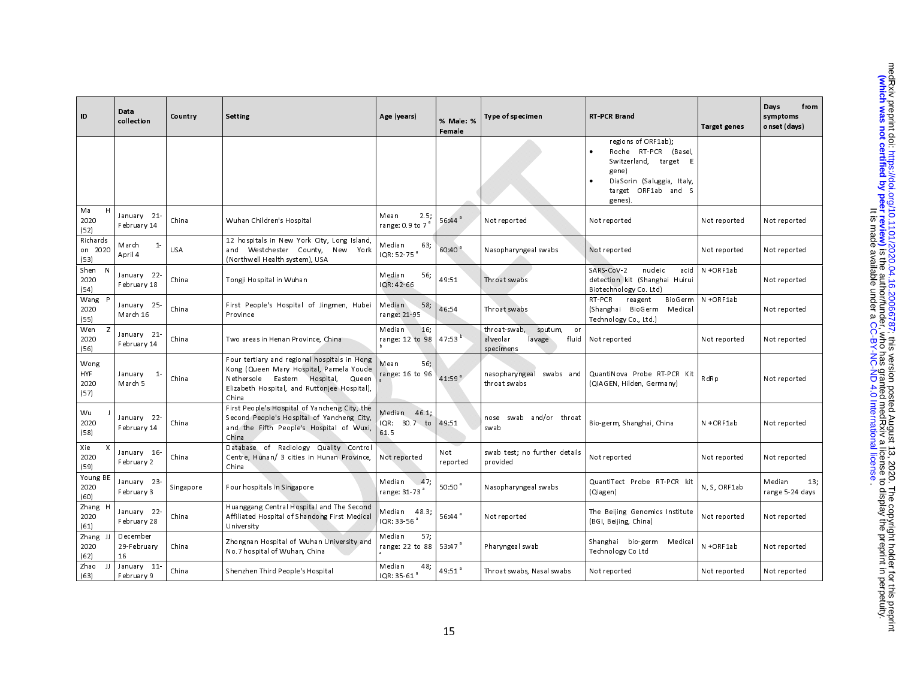| ID | Data collection | Country | Setting | Age (years) | % Male: % Female | Type of specimen | RT-PCR Brand | Target genes | Days from symptoms onset (days) |
|---|---|---|---|---|---|---|---|---|---|
| | | | | | | | regions of ORF1ab); • Roche RT-PCR (Basel, Switzerland, target E gene) • DiaSorin (Saluggia, Italy, target ORF1ab and S genes). | | |
| Ma H 2020 (52) | January 21-February 14 | China | Wuhan Children's Hospital | Mean 2.5; range: 0.9 to 7 [a] | 56:44 [a] | Not reported | Not reported | Not reported | Not reported |
| Richardson 2020 (53) | March 1-April 4 | USA | 12 hospitals in New York City, Long Island, and Westchester County, New York (Northwell Health system), USA | Median 63; IQR: 52-75 [a] | 60:40 [a] | Nasopharyngeal swabs | Not reported | Not reported | Not reported |
| Shen N 2020 (54) | January 22-February 18 | China | Tongji Hospital in Wuhan | Median 56; IQR: 42-66 | 49:51 | Throat swabs | SARS-CoV-2 nucleic acid detection kit (Shanghai Huirui Biotechnology Co. Ltd) | N +ORF1ab | Not reported |
| Wang P 2020 (55) | January 25-March 16 | China | First People's Hospital of Jingmen, Hubei Province | Median 58; range: 21-95 | 46:54 | Throat swabs | RT-PCR reagent BioGerm (Shanghai BioGerm Medical Technology Co., Ltd.) | N +ORF1ab | Not reported |
| Wen Z 2020 (56) | January 21-February 14 | China | Two areas in Henan Province, China | Median 16; range: 12 to 98 [b] | 47:53 [b] | throat-swab, sputum, or alveolar lavage fluid specimens | Not reported | Not reported | Not reported |
| Wong HYF 2020 (57) | January 1-March 5 | China | Four tertiary and regional hospitals in Hong Kong (Queen Mary Hospital, Pamela Youde Nethersole Eastern Hospital, Queen Elizabeth Hospital, and Ruttonjee Hospital), China | Mean 56; range: 16 to 96 [a] | 41:59 [a] | nasopharyngeal swabs and throat swabs | QuantiNova Probe RT-PCR Kit (QIAGEN, Hilden, Germany) | RdRp | Not reported |
| Wu J 2020 (58) | January 22-February 14 | China | First People's Hospital of Yancheng City, the Second People's Hospital of Yancheng City, and the Fifth People's Hospital of Wuxi, China | Median 46.1; IQR: 30.7 to 61.5 | 49:51 | nose swab and/or throat swab | Bio-germ, Shanghai, China | N +ORF1ab | Not reported |
| Xie X 2020 (59) | January 16-February 2 | China | Database of Radiology Quality Control Centre, Hunan/ 3 cities in Hunan Province, China | Not reported | Not reported | swab test; no further details provided | Not reported | Not reported | Not reported |
| Young BE 2020 (60) | January 23-February 3 | Singapore | Four hospitals in Singapore | Median 47; range: 31-73 [a] | 50:50 [a] | Nasopharyngeal swabs | QuantiTect Probe RT-PCR kit (Qiagen) | N, S, ORF1ab | Median 13; range 5-24 days |
| Zhang H 2020 (61) | January 22-February 28 | China | Huanggang Central Hospital and The Second Affiliated Hospital of Shandong First Medical University | Median 48.3; IQR: 33-56 [a] | 56:44 [a] | Not reported | The Beijing Genomics Institute (BGI, Beijing, China) | Not reported | Not reported |
| Zhang JJ 2020 (62) | December 29-February 16 | China | Zhongnan Hospital of Wuhan University and No.7 hospital of Wuhan, China | Median 57; range: 22 to 88 [a] | 53:47 [a] | Pharyngeal swab | Shanghai bio-germ Medical Technology Co Ltd | N +ORF1ab | Not reported |
| Zhao JJ (63) | January 11-February 9 | China | Shenzhen Third People's Hospital | Median 48; IQR: 35-61 [a] | 49:51 [a] | Throat swabs, Nasal swabs | Not reported | Not reported | Not reported |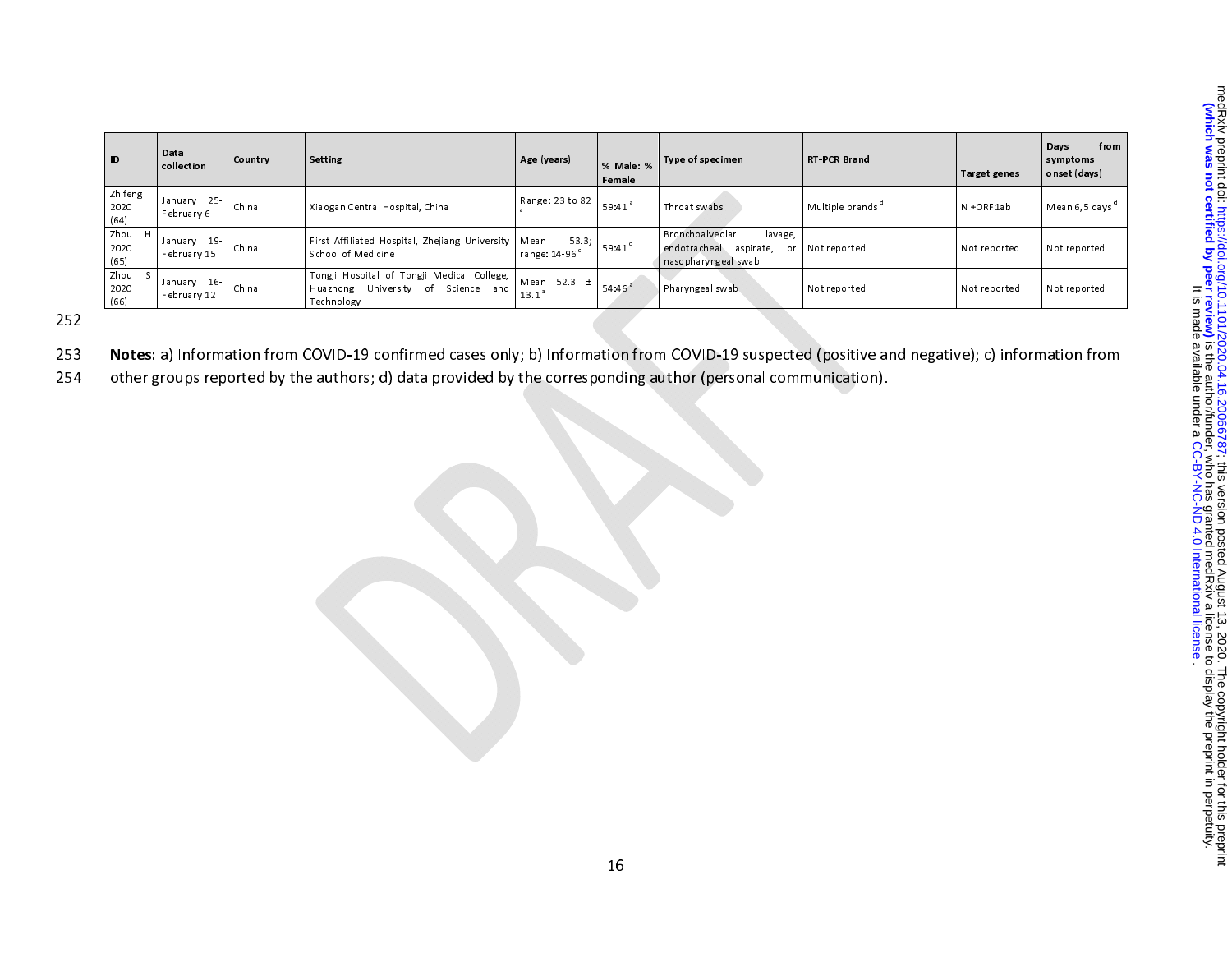| ID | Data collection | Country | Setting | Age (years) | % Male: % Female | Type of specimen | RT-PCR Brand | Target genes | Days from symptoms onset (days) |
|---|---|---|---|---|---|---|---|---|---|
| Zhifeng 2020 (64) | January 25-February 6 | China | Xiaogan Central Hospital, China | Range: 23 to 82 [a] | 59:41 [a] | Throat swabs | Multiple brands [d] | N +ORF1ab | Mean 6,5 days [d] |
| Zhou H 2020 (65) | January 19-February 15 | China | First Affiliated Hospital, Zhejiang University School of Medicine | Mean 53.3; range: 14-96 [c] | 59:41 [c] | Bronchoalveolar lavage, endotracheal aspirate, or nasopharyngeal swab | Not reported | Not reported | Not reported |
| Zhou S 2020 (66) | January 16-February 12 | China | Tongji Hospital of Tongji Medical College, Huazhong University of Science and Technology | Mean 52.3 ± 13.1 [a] | 54:46 [a] | Pharyngeal swab | Not reported | Not reported | Not reported |

**Notes**: a) Information from COVID-19 confirmed cases only; b) Information from COVID-19 suspected (positive and negative); c) information from other groups reported by the authors; d) data provided by the corresponding author (personal communication).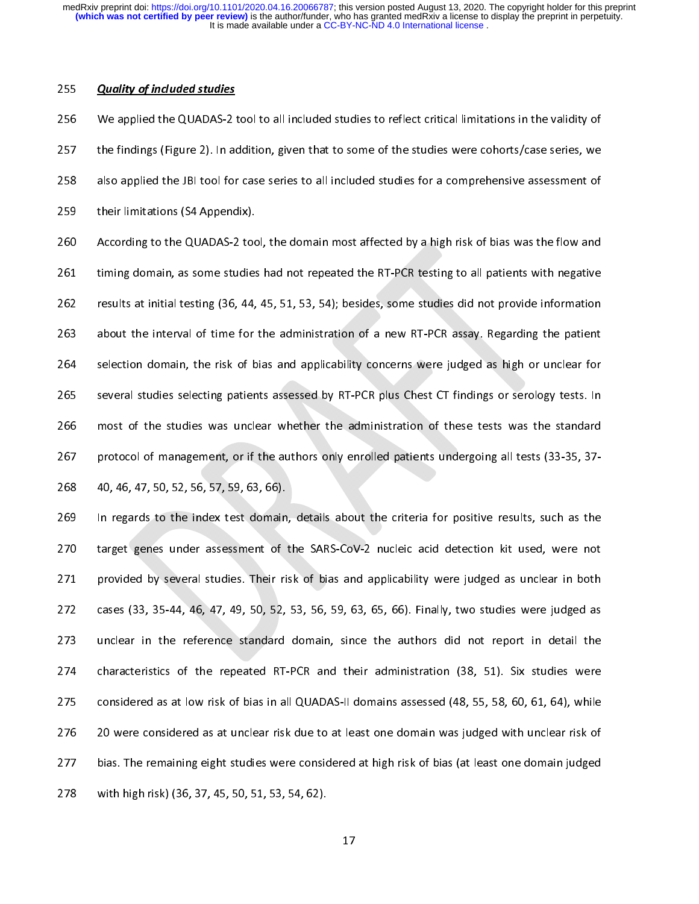***Quality of included studies***

We applied the QUADAS-2 tool to all included studies to reflect critical limitations in the validity of the findings (Figure 2). In addition, given that to some of the studies were cohorts/case series, we also applied the JBI tool for case series to all included studies for a comprehensive assessment of their limitations (S4 Appendix).

According to the QUADAS-2 tool, the domain most affected by a high risk of bias was the flow and timing domain, as some studies had not repeated the RT-PCR testing to all patients with negative results at initial testing (36, 44, 45, 51, 53, 54); besides, some studies did not provide information about the interval of time for the administration of a new RT-PCR assay. Regarding the patient selection domain, the risk of bias and applicability concerns were judged as high or unclear for several studies selecting patients assessed by RT-PCR plus Chest CT findings or serology tests. In most of the studies was unclear whether the administration of these tests was the standard protocol of management, or if the authors only enrolled patients undergoing all tests (33-35, 37-40, 46, 47, 50, 52, 56, 57, 59, 63, 66).

In regards to the index test domain, details about the criteria for positive results, such as the target genes under assessment of the SARS-CoV-2 nucleic acid detection kit used, were not provided by several studies. Their risk of bias and applicability were judged as unclear in both cases (33, 35-44, 46, 47, 49, 50, 52, 53, 56, 59, 63, 65, 66). Finally, two studies were judged as unclear in the reference standard domain, since the authors did not report in detail the characteristics of the repeated RT-PCR and their administration (38, 51). Six studies were considered as at low risk of bias in all QUADAS-II domains assessed (48, 55, 58, 60, 61, 64), while 20 were considered as at unclear risk due to at least one domain was judged with unclear risk of bias. The remaining eight studies were considered at high risk of bias (at least one domain judged with high risk) (36, 37, 45, 50, 51, 53, 54, 62).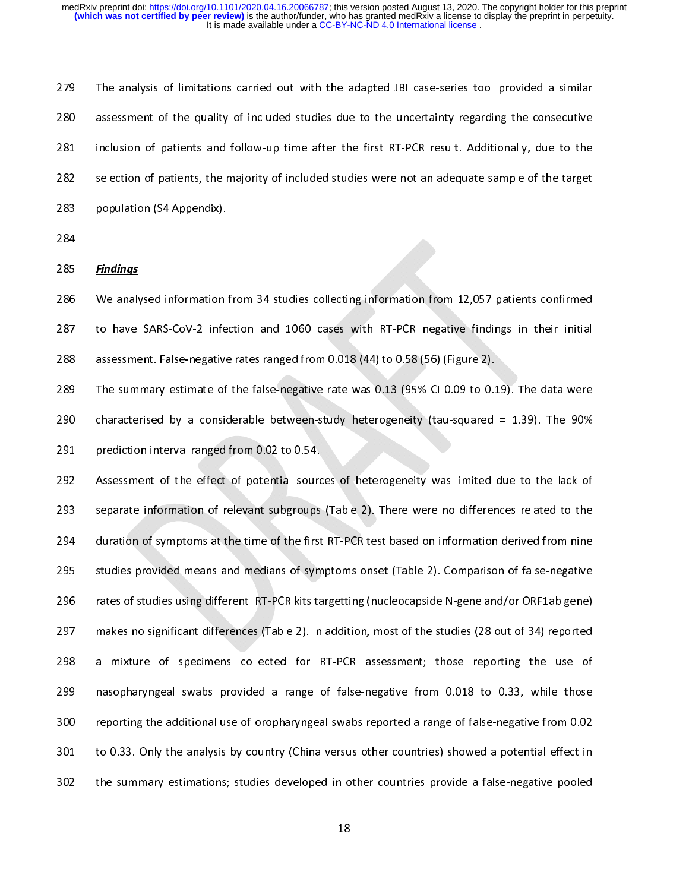The analysis of limitations carried out with the adapted JBI case-series tool provided a similar assessment of the quality of included studies due to the uncertainty regarding the consecutive inclusion of patients and follow-up time after the first RT-PCR result. Additionally, due to the selection of patients, the majority of included studies were not an adequate sample of the target population (S4 Appendix).

***Findings***

We analysed information from 34 studies collecting information from 12,057 patients confirmed to have SARS-CoV-2 infection and 1060 cases with RT-PCR negative findings in their initial assessment. False-negative rates ranged from 0.018 (44) to 0.58 (56) (Figure 2).

The summary estimate of the false-negative rate was 0.13 (95% CI 0.09 to 0.19). The data were characterised by a considerable between-study heterogeneity (tau-squared = 1.39). The 90% prediction interval ranged from 0.02 to 0.54.

Assessment of the effect of potential sources of heterogeneity was limited due to the lack of separate information of relevant subgroups (Table 2). There were no differences related to the duration of symptoms at the time of the first RT-PCR test based on information derived from nine studies provided means and medians of symptoms onset (Table 2). Comparison of false-negative rates of studies using different RT-PCR kits targetting (nucleocapside N-gene and/or ORF1ab gene) makes no significant differences (Table 2). In addition, most of the studies (28 out of 34) reported a mixture of specimens collected for RT-PCR assessment; those reporting the use of nasopharyngeal swabs provided a range of false-negative from 0.018 to 0.33, while those reporting the additional use of oropharyngeal swabs reported a range of false-negative from 0.02 to 0.33. Only the analysis by country (China versus other countries) showed a potential effect in the summary estimations; studies developed in other countries provide a false-negative pooled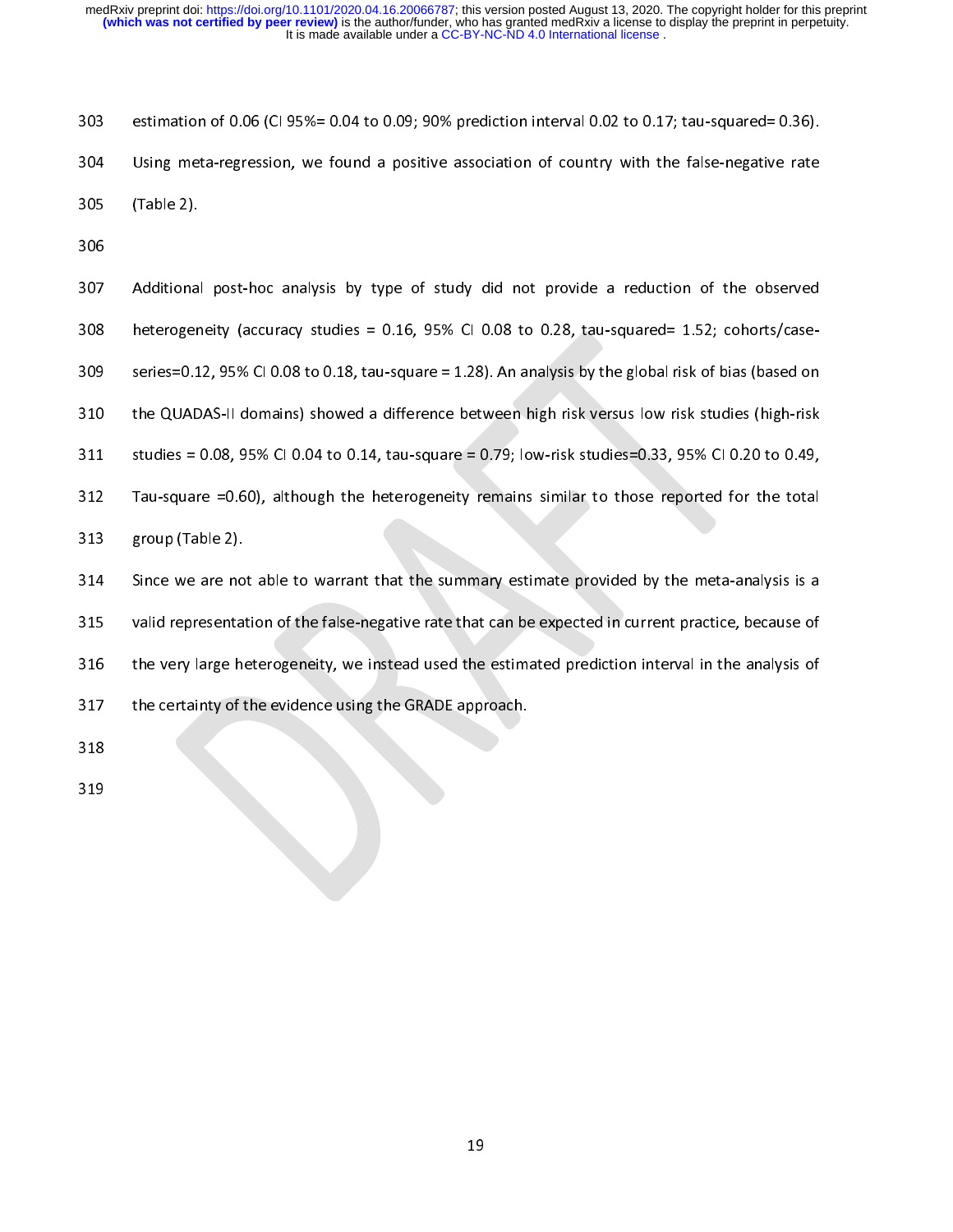estimation of 0.06 (CI 95%= 0.04 to 0.09; 90% prediction interval 0.02 to 0.17; tau-squared= 0.36). Using meta-regression, we found a positive association of country with the false-negative rate (Table 2).

Additional post-hoc analysis by type of study did not provide a reduction of the observed heterogeneity (accuracy studies = 0.16, 95% CI 0.08 to 0.28, tau-squared= 1.52; cohorts/case-series=0.12, 95% CI 0.08 to 0.18, tau-square = 1.28). An analysis by the global risk of bias (based on the QUADAS-II domains) showed a difference between high risk versus low risk studies (high-risk studies = 0.08, 95% CI 0.04 to 0.14, tau-square = 0.79; low-risk studies=0.33, 95% CI 0.20 to 0.49, Tau-square =0.60), although the heterogeneity remains similar to those reported for the total group (Table 2).

Since we are not able to warrant that the summary estimate provided by the meta-analysis is a valid representation of the false-negative rate that can be expected in current practice, because of the very large heterogeneity, we instead used the estimated prediction interval in the analysis of the certainty of the evidence using the GRADE approach.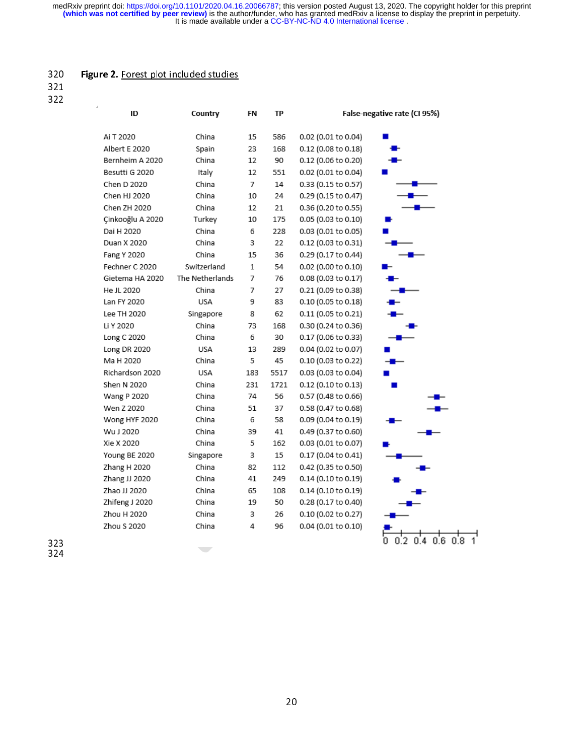**Figure 2.** Forest plot included studies

| ID | Country | FN | TP | False-negative rate (CI 95%) |
|---|---|---|---|---|
| Ai T 2020 | China | 15 | 586 | 0.02 (0.01 to 0.04) |
| Albert E 2020 | Spain | 23 | 168 | 0.12 (0.08 to 0.18) |
| Bernheim A 2020 | China | 12 | 90 | 0.12 (0.06 to 0.20) |
| Besutti G 2020 | Italy | 12 | 551 | 0.02 (0.01 to 0.04) |
| Chen D 2020 | China | 7 | 14 | 0.33 (0.15 to 0.57) |
| Chen HJ 2020 | China | 10 | 24 | 0.29 (0.15 to 0.47) |
| Chen ZH 2020 | China | 12 | 21 | 0.36 (0.20 to 0.55) |
| Çinkooğlu A 2020 | Turkey | 10 | 175 | 0.05 (0.03 to 0.10) |
| Dai H 2020 | China | 6 | 228 | 0.03 (0.01 to 0.05) |
| Duan X 2020 | China | 3 | 22 | 0.12 (0.03 to 0.31) |
| Fang Y 2020 | China | 15 | 36 | 0.29 (0.17 to 0.44) |
| Fechner C 2020 | Switzerland | 1 | 54 | 0.02 (0.00 to 0.10) |
| Gietema HA 2020 | The Netherlands | 7 | 76 | 0.08 (0.03 to 0.17) |
| He JL 2020 | China | 7 | 27 | 0.21 (0.09 to 0.38) |
| Lan FY 2020 | USA | 9 | 83 | 0.10 (0.05 to 0.18) |
| Lee TH 2020 | Singapore | 8 | 62 | 0.11 (0.05 to 0.21) |
| Li Y 2020 | China | 73 | 168 | 0.30 (0.24 to 0.36) |
| Long C 2020 | China | 6 | 30 | 0.17 (0.06 to 0.33) |
| Long DR 2020 | USA | 13 | 289 | 0.04 (0.02 to 0.07) |
| Ma H 2020 | China | 5 | 45 | 0.10 (0.03 to 0.22) |
| Richardson 2020 | USA | 183 | 5517 | 0.03 (0.03 to 0.04) |
| Shen N 2020 | China | 231 | 1721 | 0.12 (0.10 to 0.13) |
| Wang P 2020 | China | 74 | 56 | 0.57 (0.48 to 0.66) |
| Wen Z 2020 | China | 51 | 37 | 0.58 (0.47 to 0.68) |
| Wong HYF 2020 | China | 6 | 58 | 0.09 (0.04 to 0.19) |
| Wu J 2020 | China | 39 | 41 | 0.49 (0.37 to 0.60) |
| Xie X 2020 | China | 5 | 162 | 0.03 (0.01 to 0.07) |
| Young BE 2020 | Singapore | 3 | 15 | 0.17 (0.04 to 0.41) |
| Zhang H 2020 | China | 82 | 112 | 0.42 (0.35 to 0.50) |
| Zhang JJ 2020 | China | 41 | 249 | 0.14 (0.10 to 0.19) |
| Zhao JJ 2020 | China | 65 | 108 | 0.14 (0.10 to 0.19) |
| Zhifeng J 2020 | China | 19 | 50 | 0.28 (0.17 to 0.40) |
| Zhou H 2020 | China | 3 | 26 | 0.10 (0.02 to 0.27) |
| Zhou S 2020 | China | 4 | 96 | 0.04 (0.01 to 0.10) |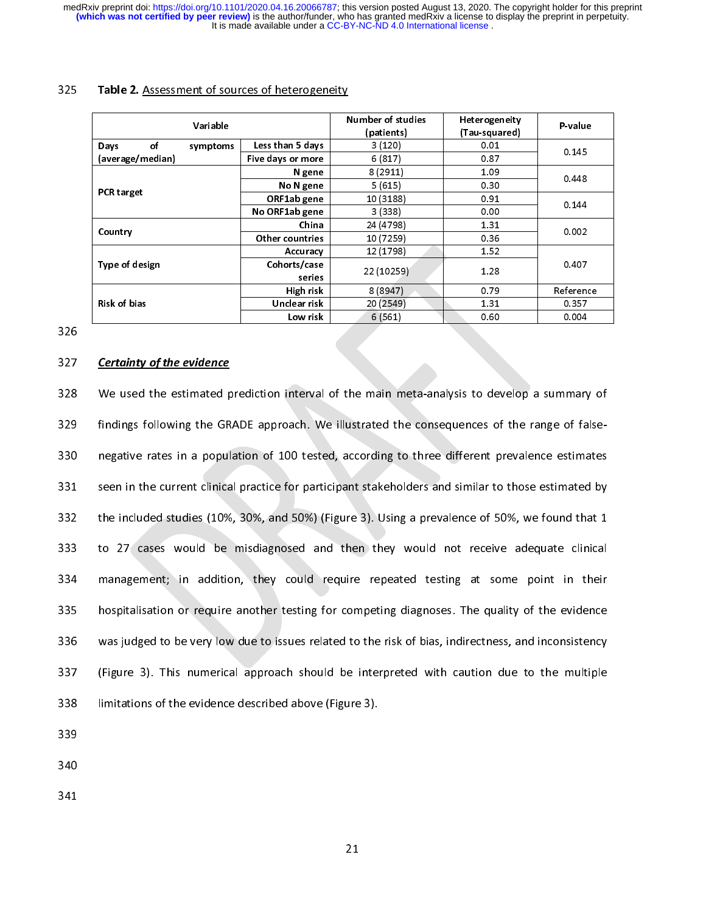**Table 2.** Assessment of sources of heterogeneity

| Variable | | Number of studies (patients) | Heterogeneity (Tau-squared) | P-value |
|---|---|---|---|---|
| Days of symptoms (average/median) | Less than 5 days | 3 (120) | 0.01 | 0.145 |
| | Five days or more | 6 (817) | 0.87 | |
| PCR target | N gene | 8 (2911) | 1.09 | 0.448 |
| | No N gene | 5 (615) | 0.30 | |
| | ORF1ab gene | 10 (3188) | 0.91 | 0.144 |
| | No ORF1ab gene | 3 (338) | 0.00 | |
| Country | China | 24 (4798) | 1.31 | 0.002 |
| | Other countries | 10 (7259) | 0.36 | |
| Type of design | Accuracy | 12 (1798) | 1.52 | 0.407 |
| | Cohorts/case series | 22 (10259) | 1.28 | |
| Risk of bias | High risk | 8 (8947) | 0.79 | Reference |
| | Unclear risk | 20 (2549) | 1.31 | 0.357 |
| | Low risk | 6 (561) | 0.60 | 0.004 |

***Certainty of the evidence***

We used the estimated prediction interval of the main meta-analysis to develop a summary of findings following the GRADE approach. We illustrated the consequences of the range of false-negative rates in a population of 100 tested, according to three different prevalence estimates seen in the current clinical practice for participant stakeholders and similar to those estimated by the included studies (10%, 30%, and 50%) (Figure 3). Using a prevalence of 50%, we found that 1 to 27 cases would be misdiagnosed and then they would not receive adequate clinical management; in addition, they could require repeated testing at some point in their hospitalisation or require another testing for competing diagnoses. The quality of the evidence was judged to be very low due to issues related to the risk of bias, indirectness, and inconsistency (Figure 3). This numerical approach should be interpreted with caution due to the multiple limitations of the evidence described above (Figure 3).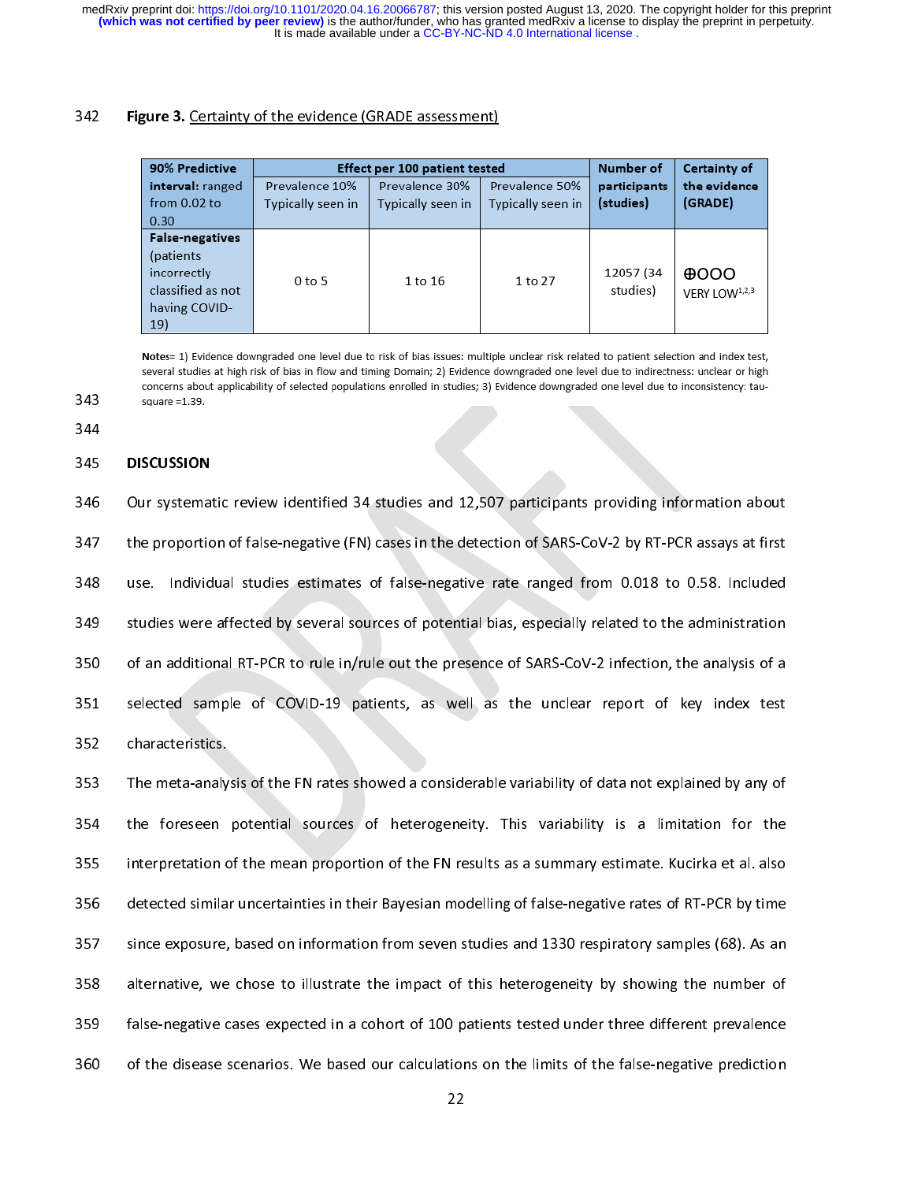**Figure 3.** Certainty of the evidence (GRADE assessment)

| **90% Predictive interval:** ranged from 0.02 to 0.30 | **Effect per 100 patient tested** | | | **Number of participants (studies)** | **Certainty of the evidence (GRADE)** |
|---|---|---|---|---|---|
| | Prevalence 10% Typically seen in | Prevalence 30% Typically seen in | Prevalence 50% Typically seen in | | |
| **False-negatives** (patients incorrectly classified as not having COVID-19) | 0 to 5 | 1 to 16 | 1 to 27 | 12057 (34 studies) | ⊕OOO VERY LOW[1,2,3] |

**Notes**= 1) Evidence downgraded one level due to risk of bias issues: multiple unclear risk related to patient selection and index test, several studies at high risk of bias in flow and timing Domain; 2) Evidence downgraded one level due to indirectness: unclear or high concerns about applicability of selected populations enrolled in studies; 3) Evidence downgraded one level due to inconsistency: tau-square =1.39.

## DISCUSSION

Our systematic review identified 34 studies and 12,507 participants providing information about the proportion of false-negative (FN) cases in the detection of SARS-CoV-2 by RT-PCR assays at first use. Individual studies estimates of false-negative rate ranged from 0.018 to 0.58. Included studies were affected by several sources of potential bias, especially related to the administration of an additional RT-PCR to rule in/rule out the presence of SARS-CoV-2 infection, the analysis of a selected sample of COVID-19 patients, as well as the unclear report of key index test characteristics.

The meta-analysis of the FN rates showed a considerable variability of data not explained by any of the foreseen potential sources of heterogeneity. This variability is a limitation for the interpretation of the mean proportion of the FN results as a summary estimate. Kucirka et al. also detected similar uncertainties in their Bayesian modelling of false-negative rates of RT-PCR by time since exposure, based on information from seven studies and 1330 respiratory samples (68). As an alternative, we chose to illustrate the impact of this heterogeneity by showing the number of false-negative cases expected in a cohort of 100 patients tested under three different prevalence of the disease scenarios. We based our calculations on the limits of the false-negative prediction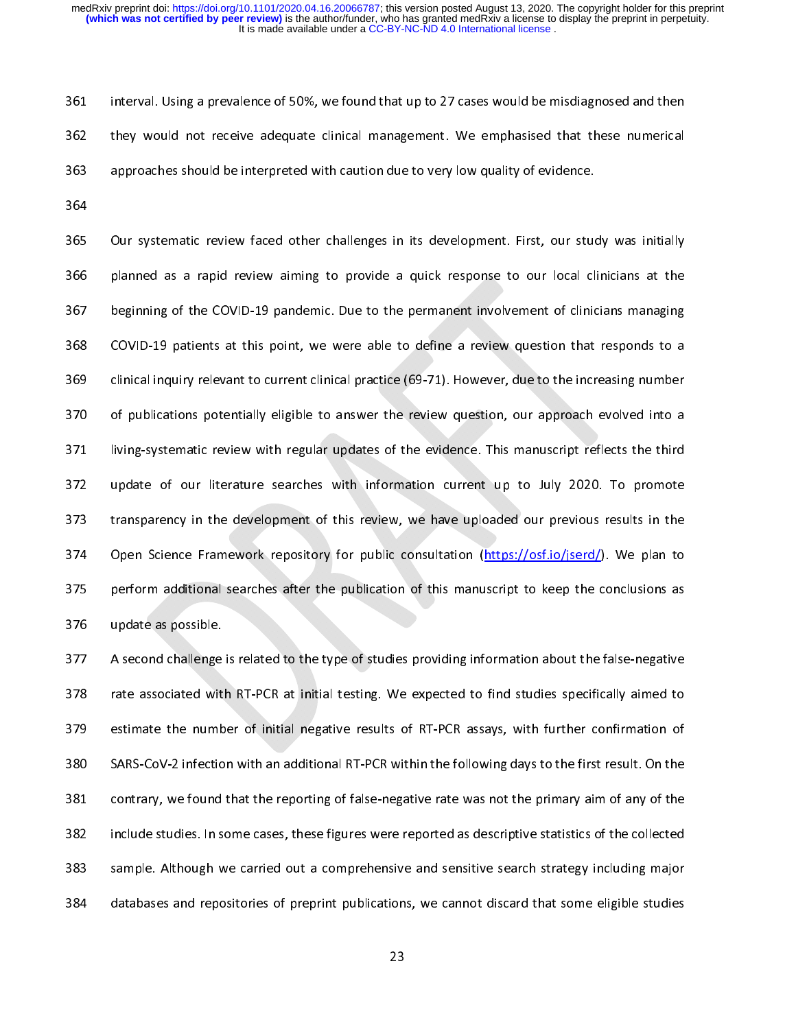interval. Using a prevalence of 50%, we found that up to 27 cases would be misdiagnosed and then they would not receive adequate clinical management. We emphasised that these numerical approaches should be interpreted with caution due to very low quality of evidence.

Our systematic review faced other challenges in its development. First, our study was initially planned as a rapid review aiming to provide a quick response to our local clinicians at the beginning of the COVID-19 pandemic. Due to the permanent involvement of clinicians managing COVID-19 patients at this point, we were able to define a review question that responds to a clinical inquiry relevant to current clinical practice (69-71). However, due to the increasing number of publications potentially eligible to answer the review question, our approach evolved into a living-systematic review with regular updates of the evidence. This manuscript reflects the third update of our literature searches with information current up to July 2020. To promote transparency in the development of this review, we have uploaded our previous results in the Open Science Framework repository for public consultation (https://osf.io/jserd/). We plan to perform additional searches after the publication of this manuscript to keep the conclusions as update as possible.

A second challenge is related to the type of studies providing information about the false-negative rate associated with RT-PCR at initial testing. We expected to find studies specifically aimed to estimate the number of initial negative results of RT-PCR assays, with further confirmation of SARS-CoV-2 infection with an additional RT-PCR within the following days to the first result. On the contrary, we found that the reporting of false-negative rate was not the primary aim of any of the include studies. In some cases, these figures were reported as descriptive statistics of the collected sample. Although we carried out a comprehensive and sensitive search strategy including major databases and repositories of preprint publications, we cannot discard that some eligible studies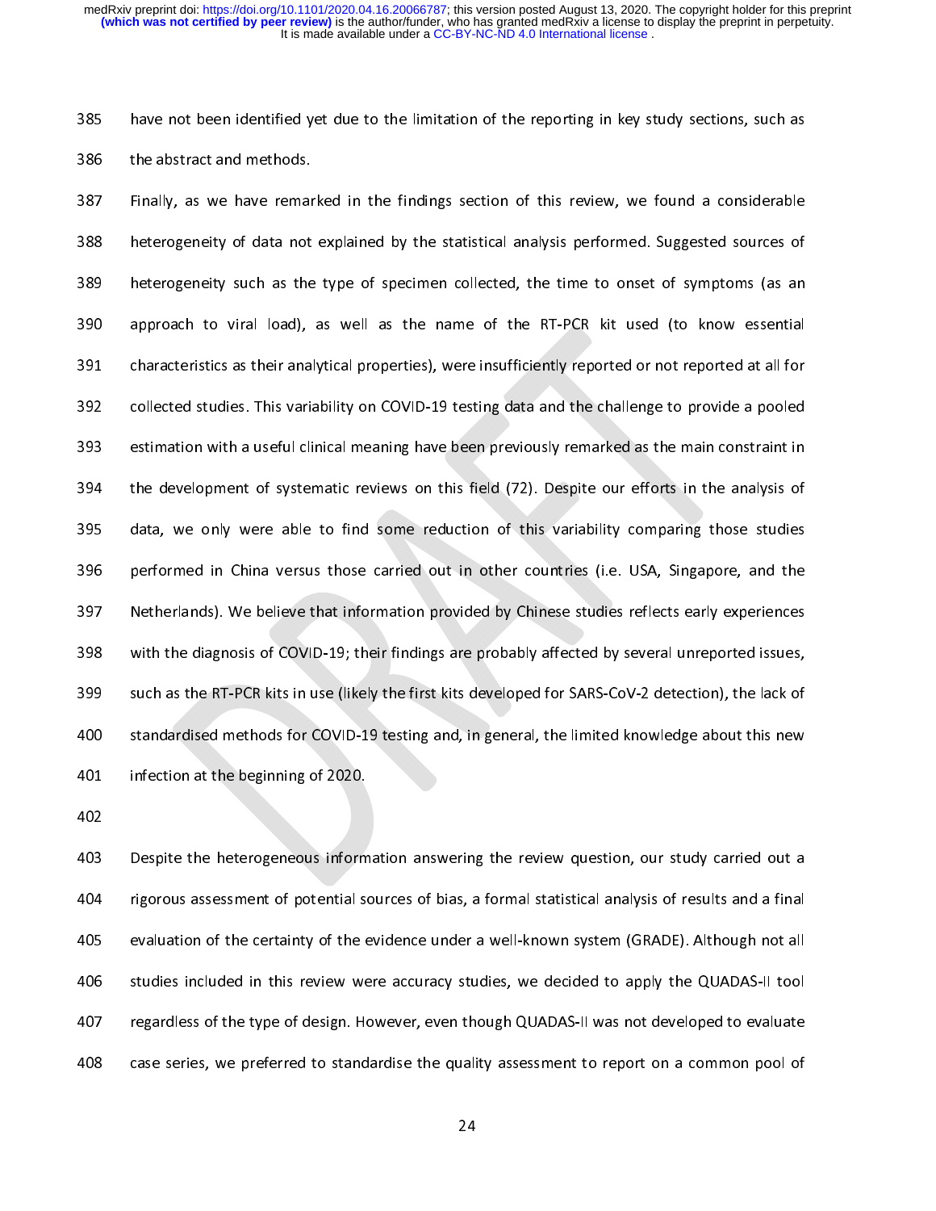have not been identified yet due to the limitation of the reporting in key study sections, such as the abstract and methods.

Finally, as we have remarked in the findings section of this review, we found a considerable heterogeneity of data not explained by the statistical analysis performed. Suggested sources of heterogeneity such as the type of specimen collected, the time to onset of symptoms (as an approach to viral load), as well as the name of the RT-PCR kit used (to know essential characteristics as their analytical properties), were insufficiently reported or not reported at all for collected studies. This variability on COVID-19 testing data and the challenge to provide a pooled estimation with a useful clinical meaning have been previously remarked as the main constraint in the development of systematic reviews on this field (72). Despite our efforts in the analysis of data, we only were able to find some reduction of this variability comparing those studies performed in China versus those carried out in other countries (i.e. USA, Singapore, and the Netherlands). We believe that information provided by Chinese studies reflects early experiences with the diagnosis of COVID-19; their findings are probably affected by several unreported issues, such as the RT-PCR kits in use (likely the first kits developed for SARS-CoV-2 detection), the lack of standardised methods for COVID-19 testing and, in general, the limited knowledge about this new infection at the beginning of 2020.

Despite the heterogeneous information answering the review question, our study carried out a rigorous assessment of potential sources of bias, a formal statistical analysis of results and a final evaluation of the certainty of the evidence under a well-known system (GRADE). Although not all studies included in this review were accuracy studies, we decided to apply the QUADAS-II tool regardless of the type of design. However, even though QUADAS-II was not developed to evaluate case series, we preferred to standardise the quality assessment to report on a common pool of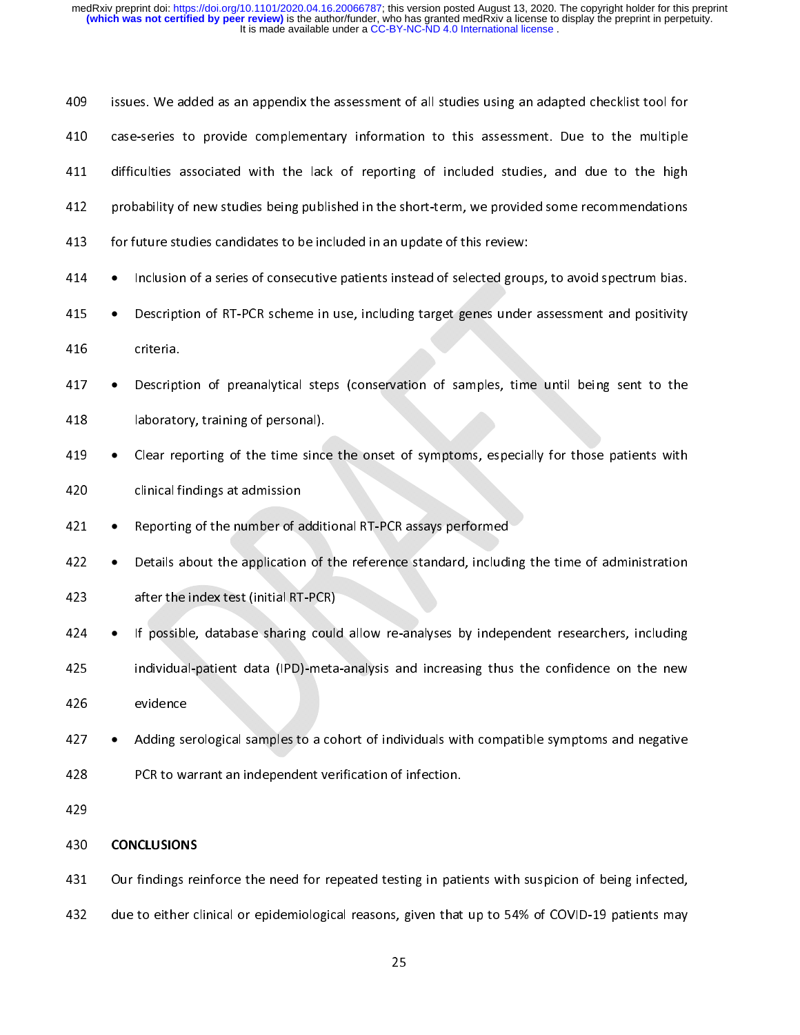issues. We added as an appendix the assessment of all studies using an adapted checklist tool for case-series to provide complementary information to this assessment. Due to the multiple difficulties associated with the lack of reporting of included studies, and due to the high probability of new studies being published in the short-term, we provided some recommendations for future studies candidates to be included in an update of this review:

- Inclusion of a series of consecutive patients instead of selected groups, to avoid spectrum bias.
- Description of RT-PCR scheme in use, including target genes under assessment and positivity criteria.
- Description of preanalytical steps (conservation of samples, time until being sent to the laboratory, training of personal).
- Clear reporting of the time since the onset of symptoms, especially for those patients with clinical findings at admission
- Reporting of the number of additional RT-PCR assays performed
- Details about the application of the reference standard, including the time of administration after the index test (initial RT-PCR)
- If possible, database sharing could allow re-analyses by independent researchers, including individual-patient data (IPD)-meta-analysis and increasing thus the confidence on the new evidence
- Adding serological samples to a cohort of individuals with compatible symptoms and negative PCR to warrant an independent verification of infection.

## CONCLUSIONS

Our findings reinforce the need for repeated testing in patients with suspicion of being infected, due to either clinical or epidemiological reasons, given that up to 54% of COVID-19 patients may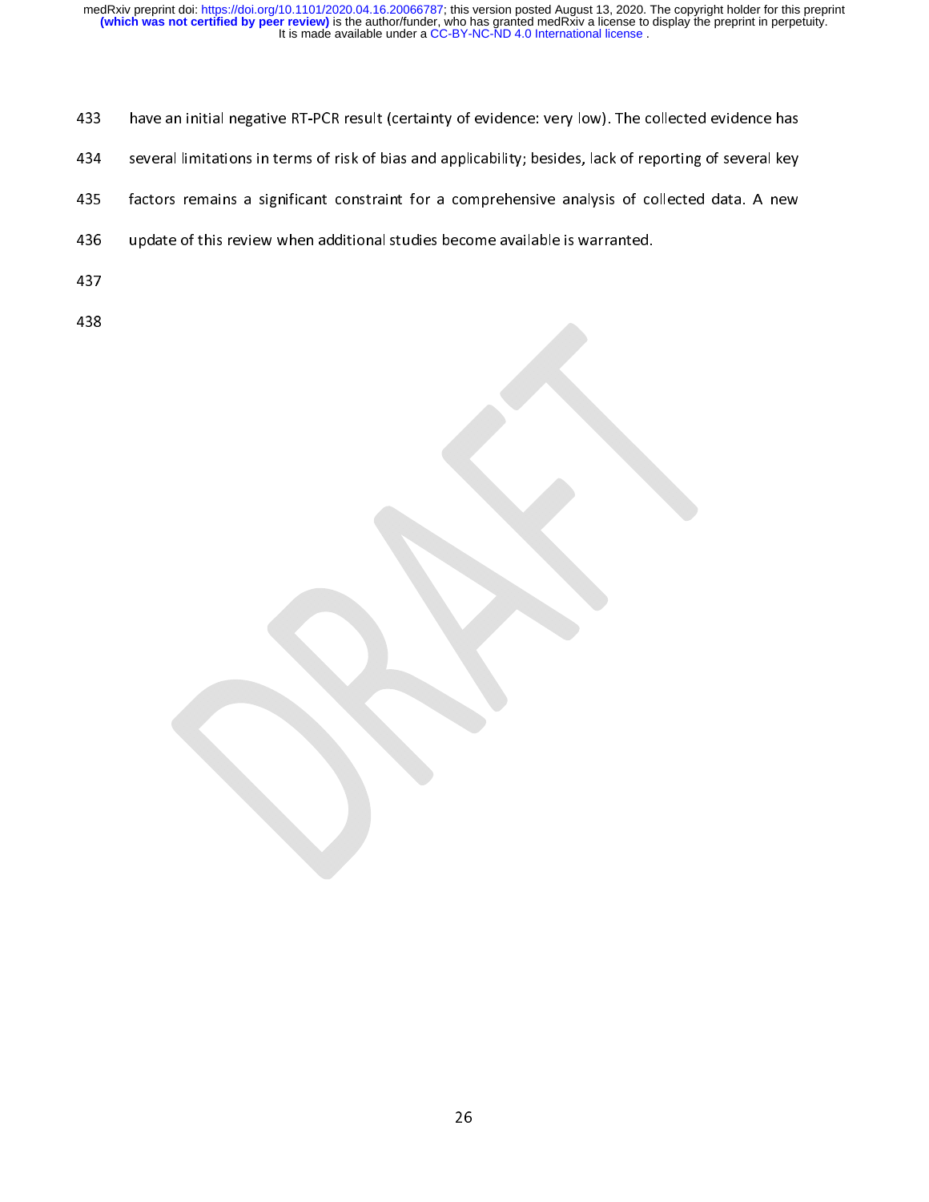have an initial negative RT-PCR result (certainty of evidence: very low). The collected evidence has several limitations in terms of risk of bias and applicability; besides, lack of reporting of several key factors remains a significant constraint for a comprehensive analysis of collected data. A new update of this review when additional studies become available is warranted.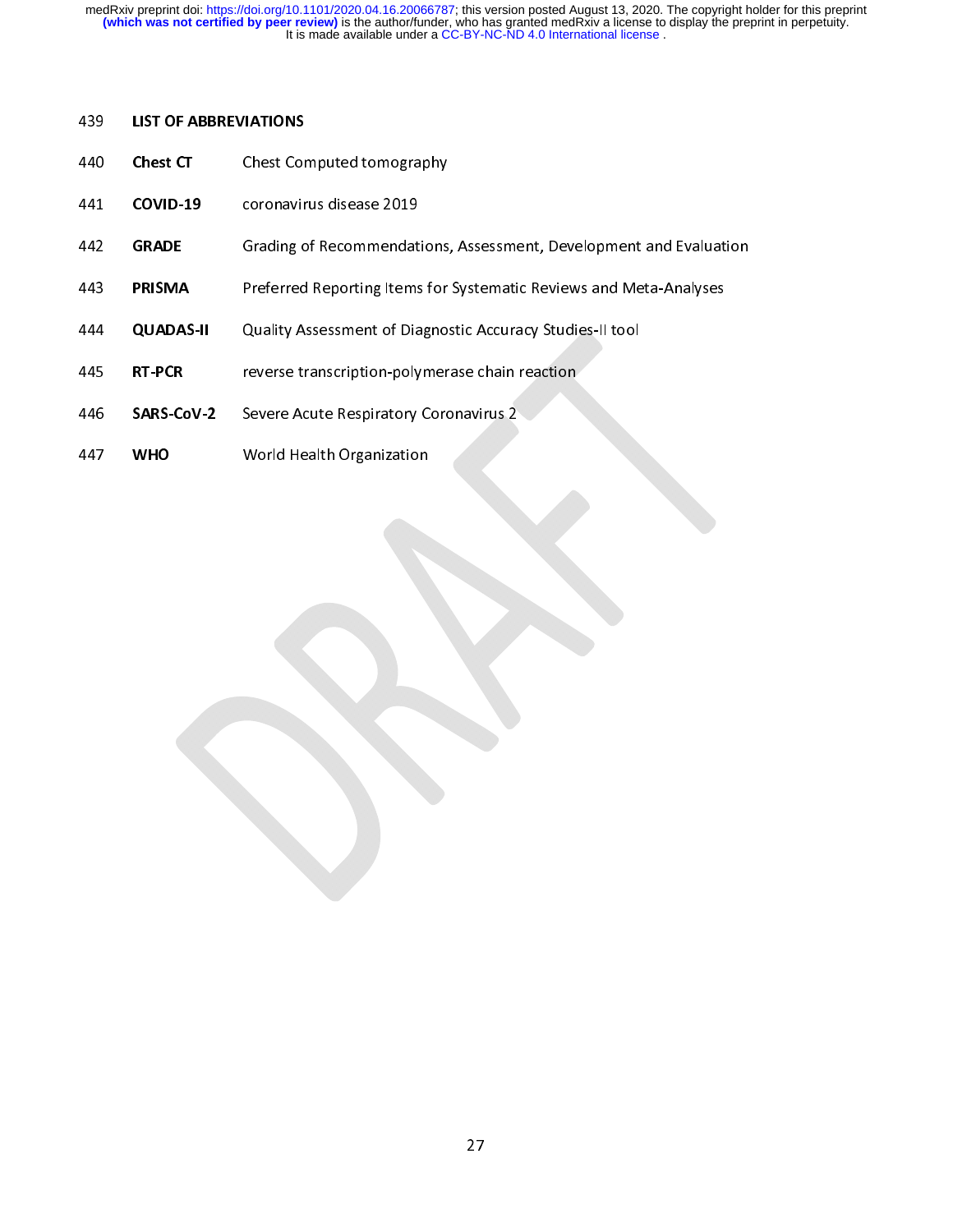## LIST OF ABBREVIATIONS

| | |
|---|---|
| **Chest CT** | Chest Computed tomography |
| **COVID-19** | coronavirus disease 2019 |
| **GRADE** | Grading of Recommendations, Assessment, Development and Evaluation |
| **PRISMA** | Preferred Reporting Items for Systematic Reviews and Meta-Analyses |
| **QUADAS-II** | Quality Assessment of Diagnostic Accuracy Studies-II tool |
| **RT-PCR** | reverse transcription-polymerase chain reaction |
| **SARS-CoV-2** | Severe Acute Respiratory Coronavirus 2 |
| **WHO** | World Health Organization |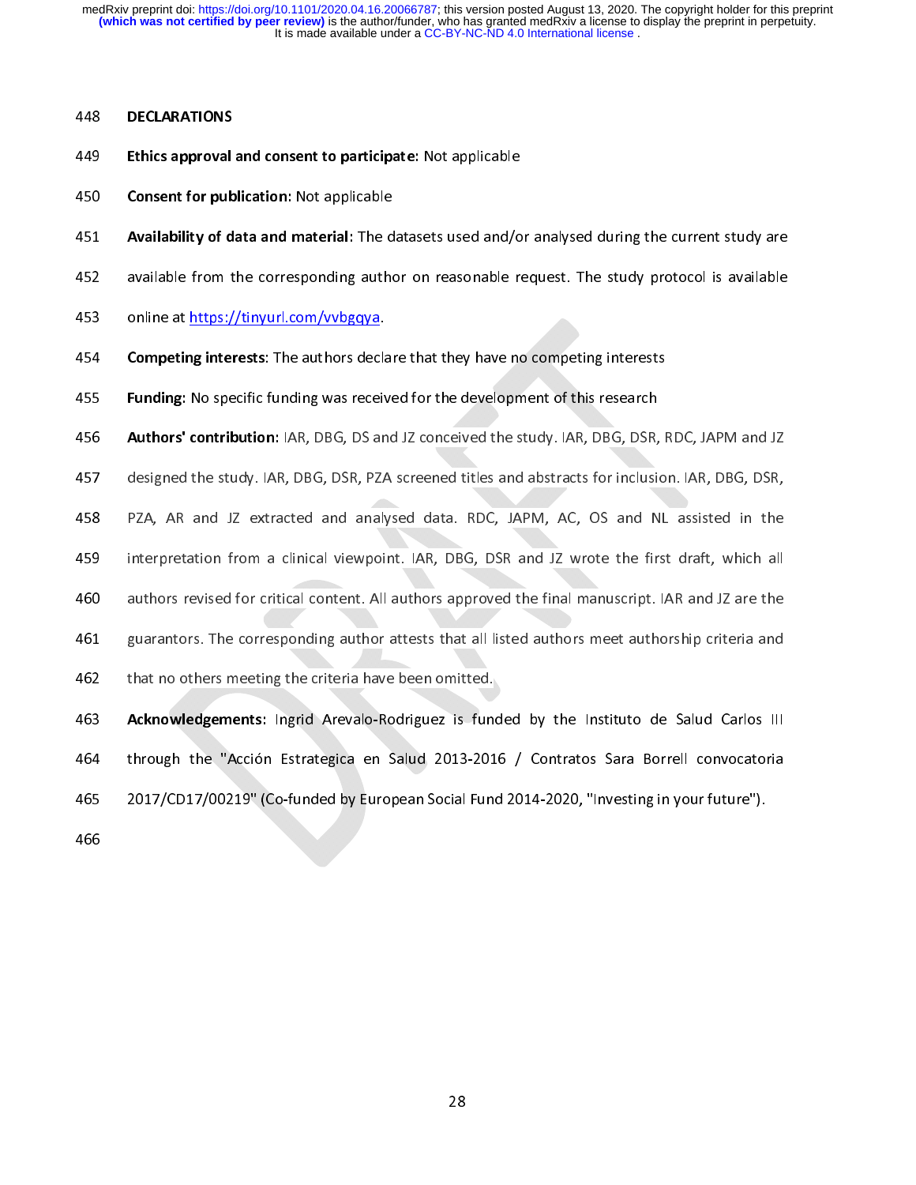## DECLARATIONS

**Ethics approval and consent to participate**: Not applicable

**Consent for publication:** Not applicable

**Availability of data and material**: The datasets used and/or analysed during the current study are available from the corresponding author on reasonable request. The study protocol is available online at https://tinyurl.com/vvbgqya.

**Competing interests**: The authors declare that they have no competing interests

**Funding:** No specific funding was received for the development of this research

**Authors' contribution:** IAR, DBG, DS and JZ conceived the study. IAR, DBG, DSR, RDC, JAPM and JZ designed the study. IAR, DBG, DSR, PZA screened titles and abstracts for inclusion. IAR, DBG, DSR, PZA, AR and JZ extracted and analysed data. RDC, JAPM, AC, OS and NL assisted in the interpretation from a clinical viewpoint. IAR, DBG, DSR and JZ wrote the first draft, which all authors revised for critical content. All authors approved the final manuscript. IAR and JZ are the guarantors. The corresponding author attests that all listed authors meet authorship criteria and that no others meeting the criteria have been omitted.

**Acknowledgements:** Ingrid Arevalo-Rodriguez is funded by the Instituto de Salud Carlos III through the "Acción Estrategica en Salud 2013-2016 / Contratos Sara Borrell convocatoria 2017/CD17/00219" (Co-funded by European Social Fund 2014-2020, "Investing in your future").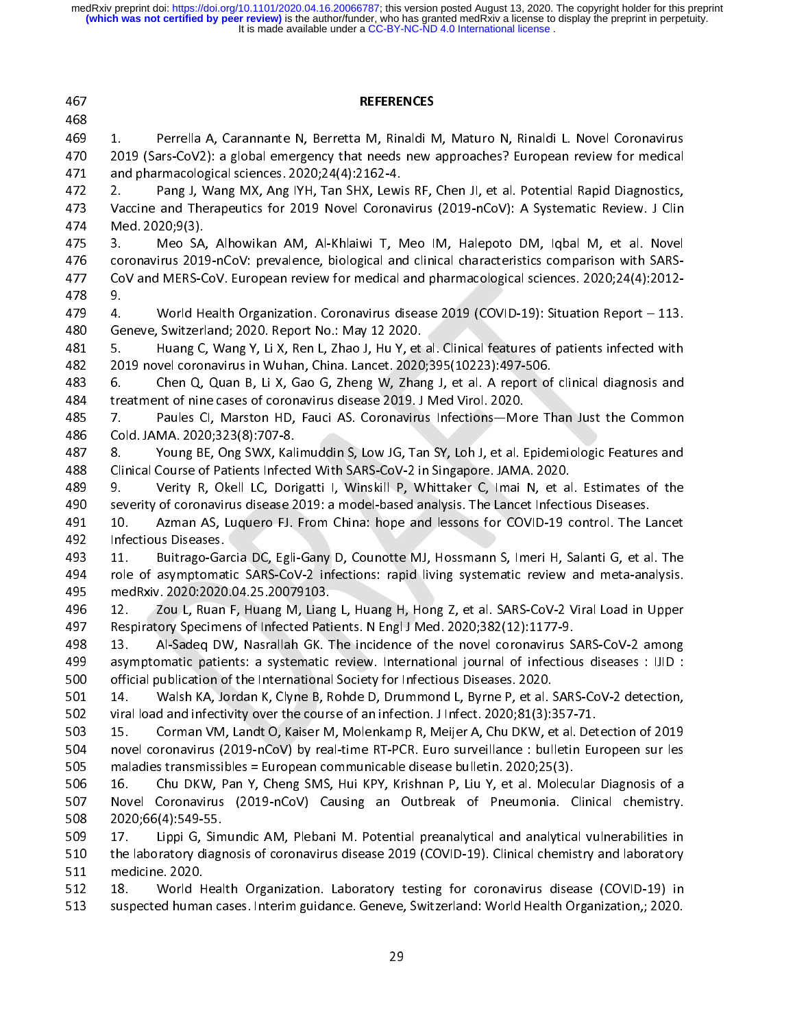# REFERENCES

1. Perrella A, Carannante N, Berretta M, Rinaldi M, Maturo N, Rinaldi L. Novel Coronavirus 2019 (Sars-CoV2): a global emergency that needs new approaches? European review for medical and pharmacological sciences. 2020;24(4):2162-4.
2. Pang J, Wang MX, Ang IYH, Tan SHX, Lewis RF, Chen JI, et al. Potential Rapid Diagnostics, Vaccine and Therapeutics for 2019 Novel Coronavirus (2019-nCoV): A Systematic Review. J Clin Med. 2020;9(3).
3. Meo SA, Alhowikan AM, Al-Khlaiwi T, Meo IM, Halepoto DM, Iqbal M, et al. Novel coronavirus 2019-nCoV: prevalence, biological and clinical characteristics comparison with SARS-CoV and MERS-CoV. European review for medical and pharmacological sciences. 2020;24(4):2012-9.
4. World Health Organization. Coronavirus disease 2019 (COVID-19): Situation Report – 113. Geneve, Switzerland; 2020. Report No.: May 12 2020.
5. Huang C, Wang Y, Li X, Ren L, Zhao J, Hu Y, et al. Clinical features of patients infected with 2019 novel coronavirus in Wuhan, China. Lancet. 2020;395(10223):497-506.
6. Chen Q, Quan B, Li X, Gao G, Zheng W, Zhang J, et al. A report of clinical diagnosis and treatment of nine cases of coronavirus disease 2019. J Med Virol. 2020.
7. Paules CI, Marston HD, Fauci AS. Coronavirus Infections—More Than Just the Common Cold. JAMA. 2020;323(8):707-8.
8. Young BE, Ong SWX, Kalimuddin S, Low JG, Tan SY, Loh J, et al. Epidemiologic Features and Clinical Course of Patients Infected With SARS-CoV-2 in Singapore. JAMA. 2020.
9. Verity R, Okell LC, Dorigatti I, Winskill P, Whittaker C, Imai N, et al. Estimates of the severity of coronavirus disease 2019: a model-based analysis. The Lancet Infectious Diseases.
10. Azman AS, Luquero FJ. From China: hope and lessons for COVID-19 control. The Lancet Infectious Diseases.
11. Buitrago-Garcia DC, Egli-Gany D, Counotte MJ, Hossmann S, Imeri H, Salanti G, et al. The role of asymptomatic SARS-CoV-2 infections: rapid living systematic review and meta-analysis. medRxiv. 2020:2020.04.25.20079103.
12. Zou L, Ruan F, Huang M, Liang L, Huang H, Hong Z, et al. SARS-CoV-2 Viral Load in Upper Respiratory Specimens of Infected Patients. N Engl J Med. 2020;382(12):1177-9.
13. Al-Sadeq DW, Nasrallah GK. The incidence of the novel coronavirus SARS-CoV-2 among asymptomatic patients: a systematic review. International journal of infectious diseases : IJID : official publication of the International Society for Infectious Diseases. 2020.
14. Walsh KA, Jordan K, Clyne B, Rohde D, Drummond L, Byrne P, et al. SARS-CoV-2 detection, viral load and infectivity over the course of an infection. J Infect. 2020;81(3):357-71.
15. Corman VM, Landt O, Kaiser M, Molenkamp R, Meijer A, Chu DKW, et al. Detection of 2019 novel coronavirus (2019-nCoV) by real-time RT-PCR. Euro surveillance : bulletin Europeen sur les maladies transmissibles = European communicable disease bulletin. 2020;25(3).
16. Chu DKW, Pan Y, Cheng SMS, Hui KPY, Krishnan P, Liu Y, et al. Molecular Diagnosis of a Novel Coronavirus (2019-nCoV) Causing an Outbreak of Pneumonia. Clinical chemistry. 2020;66(4):549-55.
17. Lippi G, Simundic AM, Plebani M. Potential preanalytical and analytical vulnerabilities in the laboratory diagnosis of coronavirus disease 2019 (COVID-19). Clinical chemistry and laboratory medicine. 2020.
18. World Health Organization. Laboratory testing for coronavirus disease (COVID-19) in suspected human cases. Interim guidance. Geneve, Switzerland: World Health Organization,; 2020.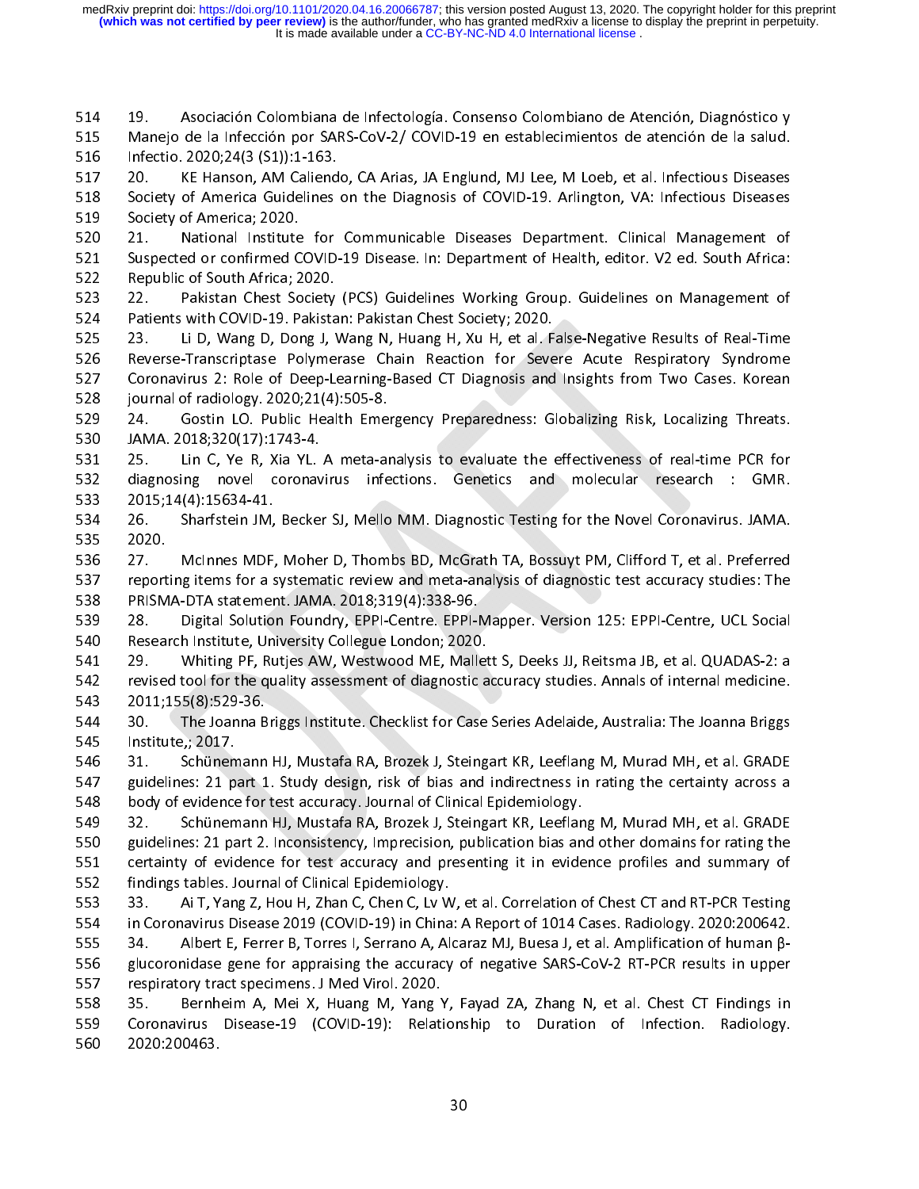19. Asociación Colombiana de Infectología. Consenso Colombiano de Atención, Diagnóstico y Manejo de la Infección por SARS-CoV-2/ COVID-19 en establecimientos de atención de la salud. Infectio. 2020;24(3 (S1)):1-163.

20. KE Hanson, AM Caliendo, CA Arias, JA Englund, MJ Lee, M Loeb, et al. Infectious Diseases Society of America Guidelines on the Diagnosis of COVID-19. Arlington, VA: Infectious Diseases Society of America; 2020.

21. National Institute for Communicable Diseases Department. Clinical Management of Suspected or confirmed COVID-19 Disease. In: Department of Health, editor. V2 ed. South Africa: Republic of South Africa; 2020.

22. Pakistan Chest Society (PCS) Guidelines Working Group. Guidelines on Management of Patients with COVID-19. Pakistan: Pakistan Chest Society; 2020.

23. Li D, Wang D, Dong J, Wang N, Huang H, Xu H, et al. False-Negative Results of Real-Time Reverse-Transcriptase Polymerase Chain Reaction for Severe Acute Respiratory Syndrome Coronavirus 2: Role of Deep-Learning-Based CT Diagnosis and Insights from Two Cases. Korean journal of radiology. 2020;21(4):505-8.

24. Gostin LO. Public Health Emergency Preparedness: Globalizing Risk, Localizing Threats. JAMA. 2018;320(17):1743-4.

25. Lin C, Ye R, Xia YL. A meta-analysis to evaluate the effectiveness of real-time PCR for diagnosing novel coronavirus infections. Genetics and molecular research : GMR. 2015;14(4):15634-41.

26. Sharfstein JM, Becker SJ, Mello MM. Diagnostic Testing for the Novel Coronavirus. JAMA. 2020.

27. McInnes MDF, Moher D, Thombs BD, McGrath TA, Bossuyt PM, Clifford T, et al. Preferred reporting items for a systematic review and meta-analysis of diagnostic test accuracy studies: The PRISMA-DTA statement. JAMA. 2018;319(4):338-96.

28. Digital Solution Foundry, EPPI-Centre. EPPI-Mapper. Version 125: EPPI-Centre, UCL Social Research Institute, University Collegue London; 2020.

29. Whiting PF, Rutjes AW, Westwood ME, Mallett S, Deeks JJ, Reitsma JB, et al. QUADAS-2: a revised tool for the quality assessment of diagnostic accuracy studies. Annals of internal medicine. 2011;155(8):529-36.

30. The Joanna Briggs Institute. Checklist for Case Series Adelaide, Australia: The Joanna Briggs Institute,; 2017.

31. Schünemann HJ, Mustafa RA, Brozek J, Steingart KR, Leeflang M, Murad MH, et al. GRADE guidelines: 21 part 1. Study design, risk of bias and indirectness in rating the certainty across a body of evidence for test accuracy. Journal of Clinical Epidemiology.

32. Schünemann HJ, Mustafa RA, Brozek J, Steingart KR, Leeflang M, Murad MH, et al. GRADE guidelines: 21 part 2. Inconsistency, Imprecision, publication bias and other domains for rating the certainty of evidence for test accuracy and presenting it in evidence profiles and summary of findings tables. Journal of Clinical Epidemiology.

33. Ai T, Yang Z, Hou H, Zhan C, Chen C, Lv W, et al. Correlation of Chest CT and RT-PCR Testing in Coronavirus Disease 2019 (COVID-19) in China: A Report of 1014 Cases. Radiology. 2020:200642.

34. Albert E, Ferrer B, Torres I, Serrano A, Alcaraz MJ, Buesa J, et al. Amplification of human β-glucoronidase gene for appraising the accuracy of negative SARS-CoV-2 RT-PCR results in upper respiratory tract specimens. J Med Virol. 2020.

35. Bernheim A, Mei X, Huang M, Yang Y, Fayad ZA, Zhang N, et al. Chest CT Findings in Coronavirus Disease-19 (COVID-19): Relationship to Duration of Infection. Radiology. 2020:200463.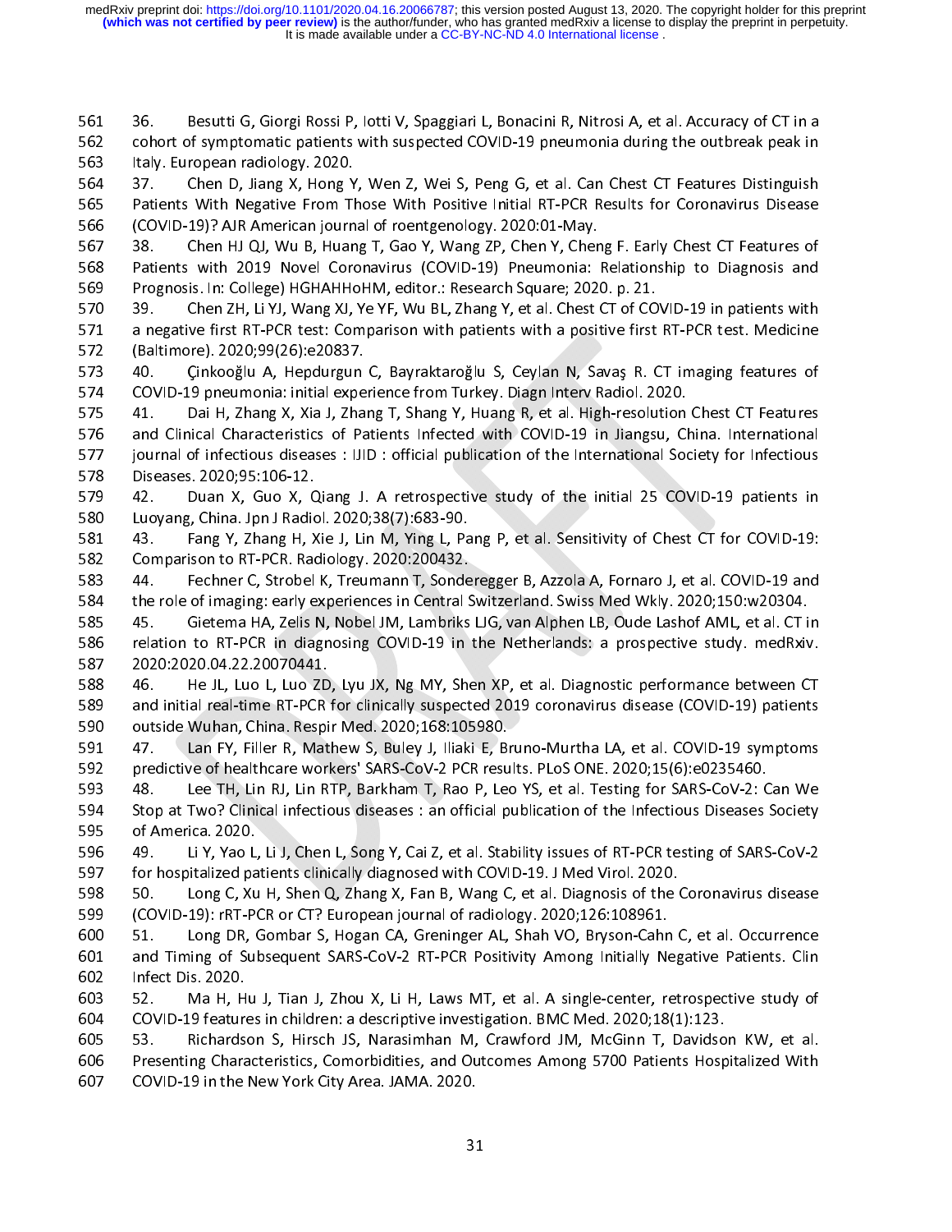36. Besutti G, Giorgi Rossi P, Iotti V, Spaggiari L, Bonacini R, Nitrosi A, et al. Accuracy of CT in a cohort of symptomatic patients with suspected COVID-19 pneumonia during the outbreak peak in Italy. European radiology. 2020.

37. Chen D, Jiang X, Hong Y, Wen Z, Wei S, Peng G, et al. Can Chest CT Features Distinguish Patients With Negative From Those With Positive Initial RT-PCR Results for Coronavirus Disease (COVID-19)? AJR American journal of roentgenology. 2020:01-May.

38. Chen HJ QJ, Wu B, Huang T, Gao Y, Wang ZP, Chen Y, Cheng F. Early Chest CT Features of Patients with 2019 Novel Coronavirus (COVID-19) Pneumonia: Relationship to Diagnosis and Prognosis. In: College) HGHAHHoHM, editor.: Research Square; 2020. p. 21.

39. Chen ZH, Li YJ, Wang XJ, Ye YF, Wu BL, Zhang Y, et al. Chest CT of COVID-19 in patients with a negative first RT-PCR test: Comparison with patients with a positive first RT-PCR test. Medicine (Baltimore). 2020;99(26):e20837.

40. Çinkooğlu A, Hepdurgun C, Bayraktaroğlu S, Ceylan N, Savaş R. CT imaging features of COVID-19 pneumonia: initial experience from Turkey. Diagn Interv Radiol. 2020.

41. Dai H, Zhang X, Xia J, Zhang T, Shang Y, Huang R, et al. High-resolution Chest CT Features and Clinical Characteristics of Patients Infected with COVID-19 in Jiangsu, China. International journal of infectious diseases : IJID : official publication of the International Society for Infectious Diseases. 2020;95:106-12.

42. Duan X, Guo X, Qiang J. A retrospective study of the initial 25 COVID-19 patients in Luoyang, China. Jpn J Radiol. 2020;38(7):683-90.

43. Fang Y, Zhang H, Xie J, Lin M, Ying L, Pang P, et al. Sensitivity of Chest CT for COVID-19: Comparison to RT-PCR. Radiology. 2020:200432.

44. Fechner C, Strobel K, Treumann T, Sonderegger B, Azzola A, Fornaro J, et al. COVID-19 and the role of imaging: early experiences in Central Switzerland. Swiss Med Wkly. 2020;150:w20304.

45. Gietema HA, Zelis N, Nobel JM, Lambriks LJG, van Alphen LB, Oude Lashof AML, et al. CT in relation to RT-PCR in diagnosing COVID-19 in the Netherlands: a prospective study. medRxiv. 2020:2020.04.22.20070441.

46. He JL, Luo L, Luo ZD, Lyu JX, Ng MY, Shen XP, et al. Diagnostic performance between CT and initial real-time RT-PCR for clinically suspected 2019 coronavirus disease (COVID-19) patients outside Wuhan, China. Respir Med. 2020;168:105980.

47. Lan FY, Filler R, Mathew S, Buley J, Iliaki E, Bruno-Murtha LA, et al. COVID-19 symptoms predictive of healthcare workers' SARS-CoV-2 PCR results. PLoS ONE. 2020;15(6):e0235460.

48. Lee TH, Lin RJ, Lin RTP, Barkham T, Rao P, Leo YS, et al. Testing for SARS-CoV-2: Can We Stop at Two? Clinical infectious diseases : an official publication of the Infectious Diseases Society of America. 2020.

49. Li Y, Yao L, Li J, Chen L, Song Y, Cai Z, et al. Stability issues of RT-PCR testing of SARS-CoV-2 for hospitalized patients clinically diagnosed with COVID-19. J Med Virol. 2020.

50. Long C, Xu H, Shen Q, Zhang X, Fan B, Wang C, et al. Diagnosis of the Coronavirus disease (COVID-19): rRT-PCR or CT? European journal of radiology. 2020;126:108961.

51. Long DR, Gombar S, Hogan CA, Greninger AL, Shah VO, Bryson-Cahn C, et al. Occurrence and Timing of Subsequent SARS-CoV-2 RT-PCR Positivity Among Initially Negative Patients. Clin Infect Dis. 2020.

52. Ma H, Hu J, Tian J, Zhou X, Li H, Laws MT, et al. A single-center, retrospective study of COVID-19 features in children: a descriptive investigation. BMC Med. 2020;18(1):123.

53. Richardson S, Hirsch JS, Narasimhan M, Crawford JM, McGinn T, Davidson KW, et al. Presenting Characteristics, Comorbidities, and Outcomes Among 5700 Patients Hospitalized With COVID-19 in the New York City Area. JAMA. 2020.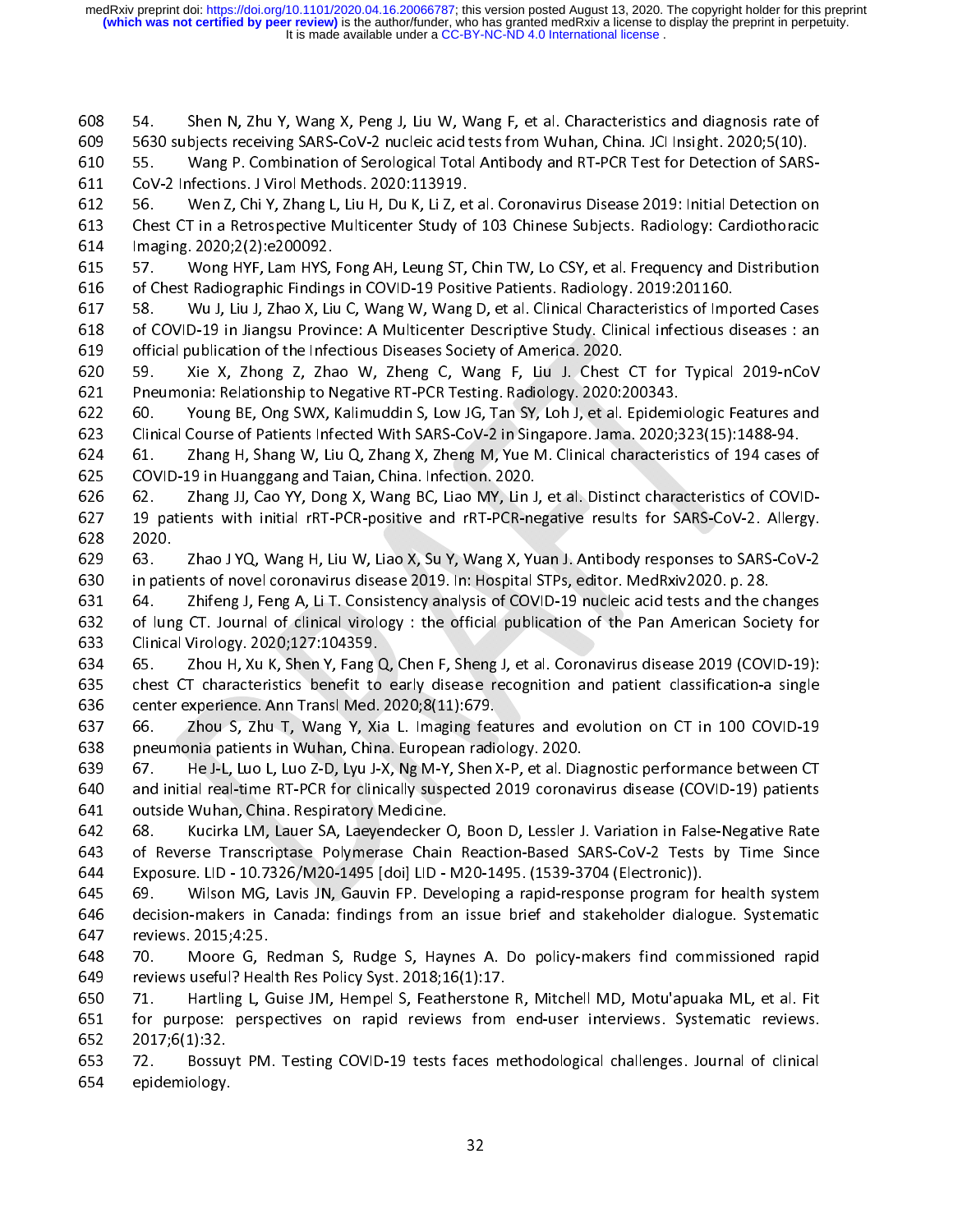54. Shen N, Zhu Y, Wang X, Peng J, Liu W, Wang F, et al. Characteristics and diagnosis rate of 5630 subjects receiving SARS-CoV-2 nucleic acid tests from Wuhan, China. JCI Insight. 2020;5(10).

55. Wang P. Combination of Serological Total Antibody and RT-PCR Test for Detection of SARS-CoV-2 Infections. J Virol Methods. 2020:113919.

56. Wen Z, Chi Y, Zhang L, Liu H, Du K, Li Z, et al. Coronavirus Disease 2019: Initial Detection on Chest CT in a Retrospective Multicenter Study of 103 Chinese Subjects. Radiology: Cardiothoracic Imaging. 2020;2(2):e200092.

57. Wong HYF, Lam HYS, Fong AH, Leung ST, Chin TW, Lo CSY, et al. Frequency and Distribution of Chest Radiographic Findings in COVID-19 Positive Patients. Radiology. 2019:201160.

58. Wu J, Liu J, Zhao X, Liu C, Wang W, Wang D, et al. Clinical Characteristics of Imported Cases of COVID-19 in Jiangsu Province: A Multicenter Descriptive Study. Clinical infectious diseases : an official publication of the Infectious Diseases Society of America. 2020.

59. Xie X, Zhong Z, Zhao W, Zheng C, Wang F, Liu J. Chest CT for Typical 2019-nCoV Pneumonia: Relationship to Negative RT-PCR Testing. Radiology. 2020:200343.

60. Young BE, Ong SWX, Kalimuddin S, Low JG, Tan SY, Loh J, et al. Epidemiologic Features and Clinical Course of Patients Infected With SARS-CoV-2 in Singapore. Jama. 2020;323(15):1488-94.

61. Zhang H, Shang W, Liu Q, Zhang X, Zheng M, Yue M. Clinical characteristics of 194 cases of COVID-19 in Huanggang and Taian, China. Infection. 2020.

62. Zhang JJ, Cao YY, Dong X, Wang BC, Liao MY, Lin J, et al. Distinct characteristics of COVID-19 patients with initial rRT-PCR-positive and rRT-PCR-negative results for SARS-CoV-2. Allergy. 2020.

63. Zhao J YQ, Wang H, Liu W, Liao X, Su Y, Wang X, Yuan J. Antibody responses to SARS-CoV-2 in patients of novel coronavirus disease 2019. In: Hospital STPs, editor. MedRxiv2020. p. 28.

64. Zhifeng J, Feng A, Li T. Consistency analysis of COVID-19 nucleic acid tests and the changes of lung CT. Journal of clinical virology : the official publication of the Pan American Society for Clinical Virology. 2020;127:104359.

65. Zhou H, Xu K, Shen Y, Fang Q, Chen F, Sheng J, et al. Coronavirus disease 2019 (COVID-19): chest CT characteristics benefit to early disease recognition and patient classification-a single center experience. Ann Transl Med. 2020;8(11):679.

66. Zhou S, Zhu T, Wang Y, Xia L. Imaging features and evolution on CT in 100 COVID-19 pneumonia patients in Wuhan, China. European radiology. 2020.

67. He J-L, Luo L, Luo Z-D, Lyu J-X, Ng M-Y, Shen X-P, et al. Diagnostic performance between CT and initial real-time RT-PCR for clinically suspected 2019 coronavirus disease (COVID-19) patients outside Wuhan, China. Respiratory Medicine.

68. Kucirka LM, Lauer SA, Laeyendecker O, Boon D, Lessler J. Variation in False-Negative Rate of Reverse Transcriptase Polymerase Chain Reaction-Based SARS-CoV-2 Tests by Time Since Exposure. LID - 10.7326/M20-1495 [doi] LID - M20-1495. (1539-3704 (Electronic)).

69. Wilson MG, Lavis JN, Gauvin FP. Developing a rapid-response program for health system decision-makers in Canada: findings from an issue brief and stakeholder dialogue. Systematic reviews. 2015;4:25.

70. Moore G, Redman S, Rudge S, Haynes A. Do policy-makers find commissioned rapid reviews useful? Health Res Policy Syst. 2018;16(1):17.

71. Hartling L, Guise JM, Hempel S, Featherstone R, Mitchell MD, Motu'apuaka ML, et al. Fit for purpose: perspectives on rapid reviews from end-user interviews. Systematic reviews. 2017;6(1):32.

72. Bossuyt PM. Testing COVID-19 tests faces methodological challenges. Journal of clinical epidemiology.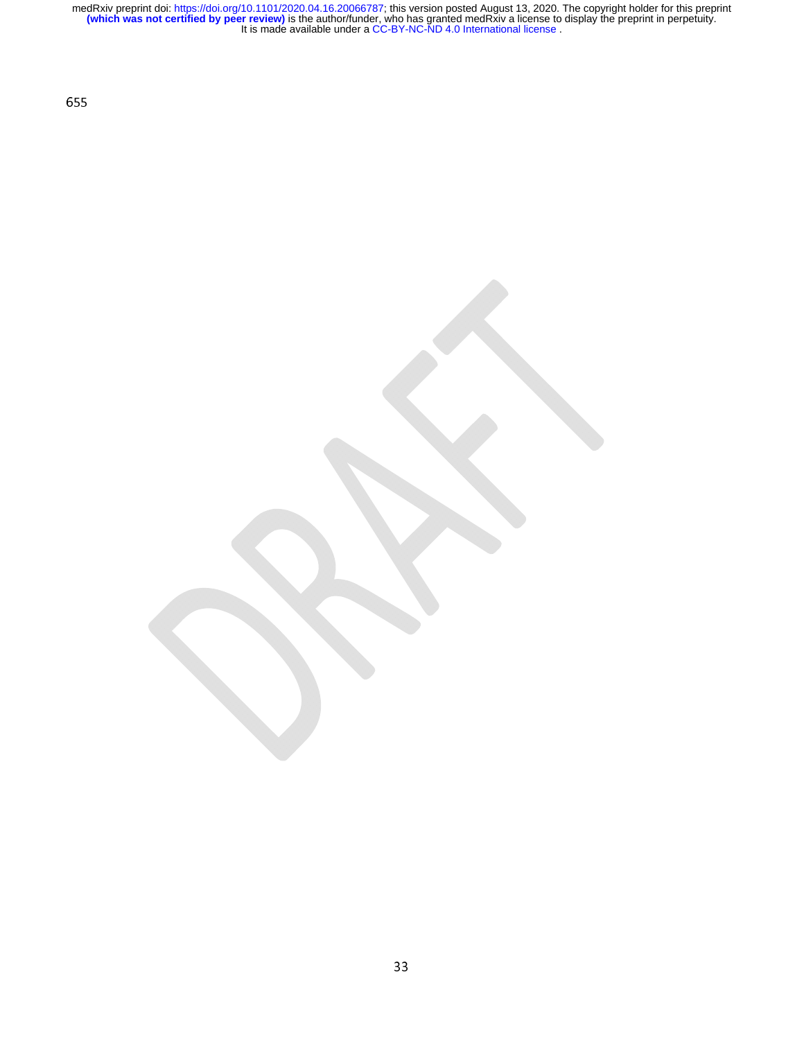655